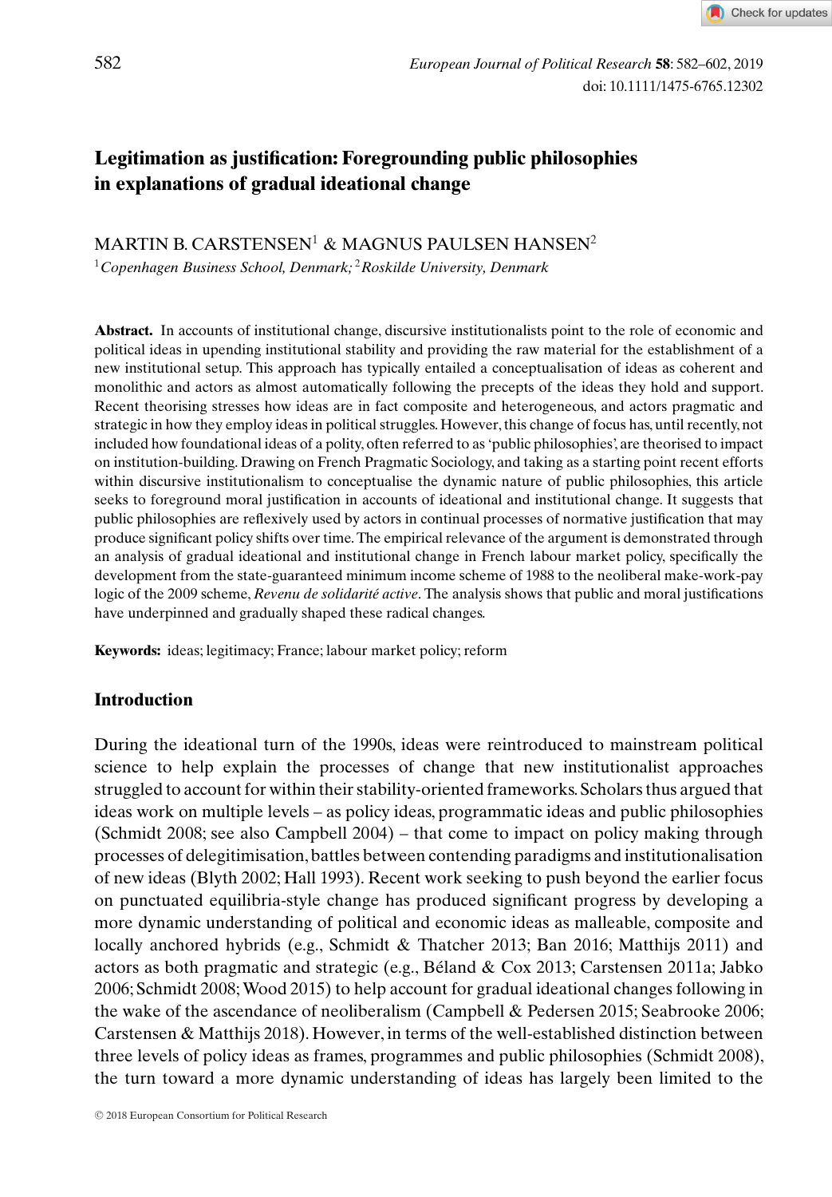# Legitimation as justification: Foregrounding public philosophies in explanations of gradual ideational change

MARTIN B. CARSTENSEN[1] & MAGNUS PAULSEN HANSEN[2]

[1]*Copenhagen Business School, Denmark;* [2]*Roskilde University, Denmark*

**Abstract.** In accounts of institutional change, discursive institutionalists point to the role of economic and political ideas in upending institutional stability and providing the raw material for the establishment of a new institutional setup. This approach has typically entailed a conceptualisation of ideas as coherent and monolithic and actors as almost automatically following the precepts of the ideas they hold and support. Recent theorising stresses how ideas are in fact composite and heterogeneous, and actors pragmatic and strategic in how they employ ideas in political struggles. However, this change of focus has, until recently, not included how foundational ideas of a polity, often referred to as 'public philosophies', are theorised to impact on institution-building. Drawing on French Pragmatic Sociology, and taking as a starting point recent efforts within discursive institutionalism to conceptualise the dynamic nature of public philosophies, this article seeks to foreground moral justification in accounts of ideational and institutional change. It suggests that public philosophies are reflexively used by actors in continual processes of normative justification that may produce significant policy shifts over time. The empirical relevance of the argument is demonstrated through an analysis of gradual ideational and institutional change in French labour market policy, specifically the development from the state-guaranteed minimum income scheme of 1988 to the neoliberal make-work-pay logic of the 2009 scheme, *Revenu de solidarité active*. The analysis shows that public and moral justifications have underpinned and gradually shaped these radical changes.

**Keywords:** ideas; legitimacy; France; labour market policy; reform

## Introduction

During the ideational turn of the 1990s, ideas were reintroduced to mainstream political science to help explain the processes of change that new institutionalist approaches struggled to account for within their stability-oriented frameworks. Scholars thus argued that ideas work on multiple levels – as policy ideas, programmatic ideas and public philosophies (Schmidt 2008; see also Campbell 2004) – that come to impact on policy making through processes of delegitimisation, battles between contending paradigms and institutionalisation of new ideas (Blyth 2002; Hall 1993). Recent work seeking to push beyond the earlier focus on punctuated equilibria-style change has produced significant progress by developing a more dynamic understanding of political and economic ideas as malleable, composite and locally anchored hybrids (e.g., Schmidt & Thatcher 2013; Ban 2016; Matthijs 2011) and actors as both pragmatic and strategic (e.g., Béland & Cox 2013; Carstensen 2011a; Jabko 2006; Schmidt 2008; Wood 2015) to help account for gradual ideational changes following in the wake of the ascendance of neoliberalism (Campbell & Pedersen 2015; Seabrooke 2006; Carstensen & Matthijs 2018). However, in terms of the well-established distinction between three levels of policy ideas as frames, programmes and public philosophies (Schmidt 2008), the turn toward a more dynamic understanding of ideas has largely been limited to the

© 2018 European Consortium for Political Research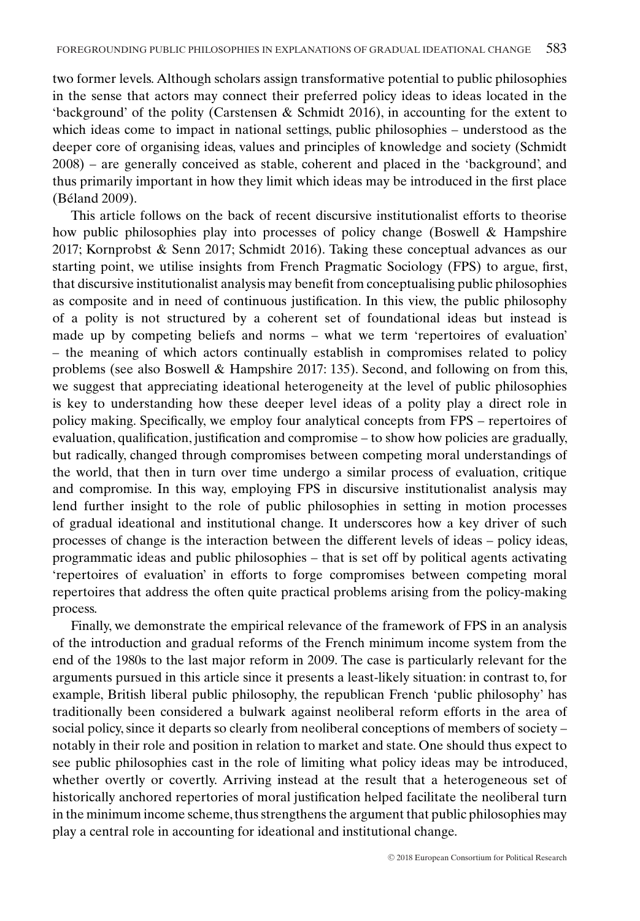two former levels. Although scholars assign transformative potential to public philosophies in the sense that actors may connect their preferred policy ideas to ideas located in the 'background' of the polity (Carstensen & Schmidt 2016), in accounting for the extent to which ideas come to impact in national settings, public philosophies – understood as the deeper core of organising ideas, values and principles of knowledge and society (Schmidt 2008) – are generally conceived as stable, coherent and placed in the 'background', and thus primarily important in how they limit which ideas may be introduced in the first place (Béland 2009).

This article follows on the back of recent discursive institutionalist efforts to theorise how public philosophies play into processes of policy change (Boswell & Hampshire 2017; Kornprobst & Senn 2017; Schmidt 2016). Taking these conceptual advances as our starting point, we utilise insights from French Pragmatic Sociology (FPS) to argue, first, that discursive institutionalist analysis may benefit from conceptualising public philosophies as composite and in need of continuous justification. In this view, the public philosophy of a polity is not structured by a coherent set of foundational ideas but instead is made up by competing beliefs and norms – what we term 'repertoires of evaluation' – the meaning of which actors continually establish in compromises related to policy problems (see also Boswell & Hampshire 2017: 135). Second, and following on from this, we suggest that appreciating ideational heterogeneity at the level of public philosophies is key to understanding how these deeper level ideas of a polity play a direct role in policy making. Specifically, we employ four analytical concepts from FPS – repertoires of evaluation, qualification, justification and compromise – to show how policies are gradually, but radically, changed through compromises between competing moral understandings of the world, that then in turn over time undergo a similar process of evaluation, critique and compromise. In this way, employing FPS in discursive institutionalist analysis may lend further insight to the role of public philosophies in setting in motion processes of gradual ideational and institutional change. It underscores how a key driver of such processes of change is the interaction between the different levels of ideas – policy ideas, programmatic ideas and public philosophies – that is set off by political agents activating 'repertoires of evaluation' in efforts to forge compromises between competing moral repertoires that address the often quite practical problems arising from the policy-making process.

Finally, we demonstrate the empirical relevance of the framework of FPS in an analysis of the introduction and gradual reforms of the French minimum income system from the end of the 1980s to the last major reform in 2009. The case is particularly relevant for the arguments pursued in this article since it presents a least-likely situation: in contrast to, for example, British liberal public philosophy, the republican French 'public philosophy' has traditionally been considered a bulwark against neoliberal reform efforts in the area of social policy, since it departs so clearly from neoliberal conceptions of members of society – notably in their role and position in relation to market and state. One should thus expect to see public philosophies cast in the role of limiting what policy ideas may be introduced, whether overtly or covertly. Arriving instead at the result that a heterogeneous set of historically anchored repertories of moral justification helped facilitate the neoliberal turn in the minimum income scheme, thus strengthens the argument that public philosophies may play a central role in accounting for ideational and institutional change.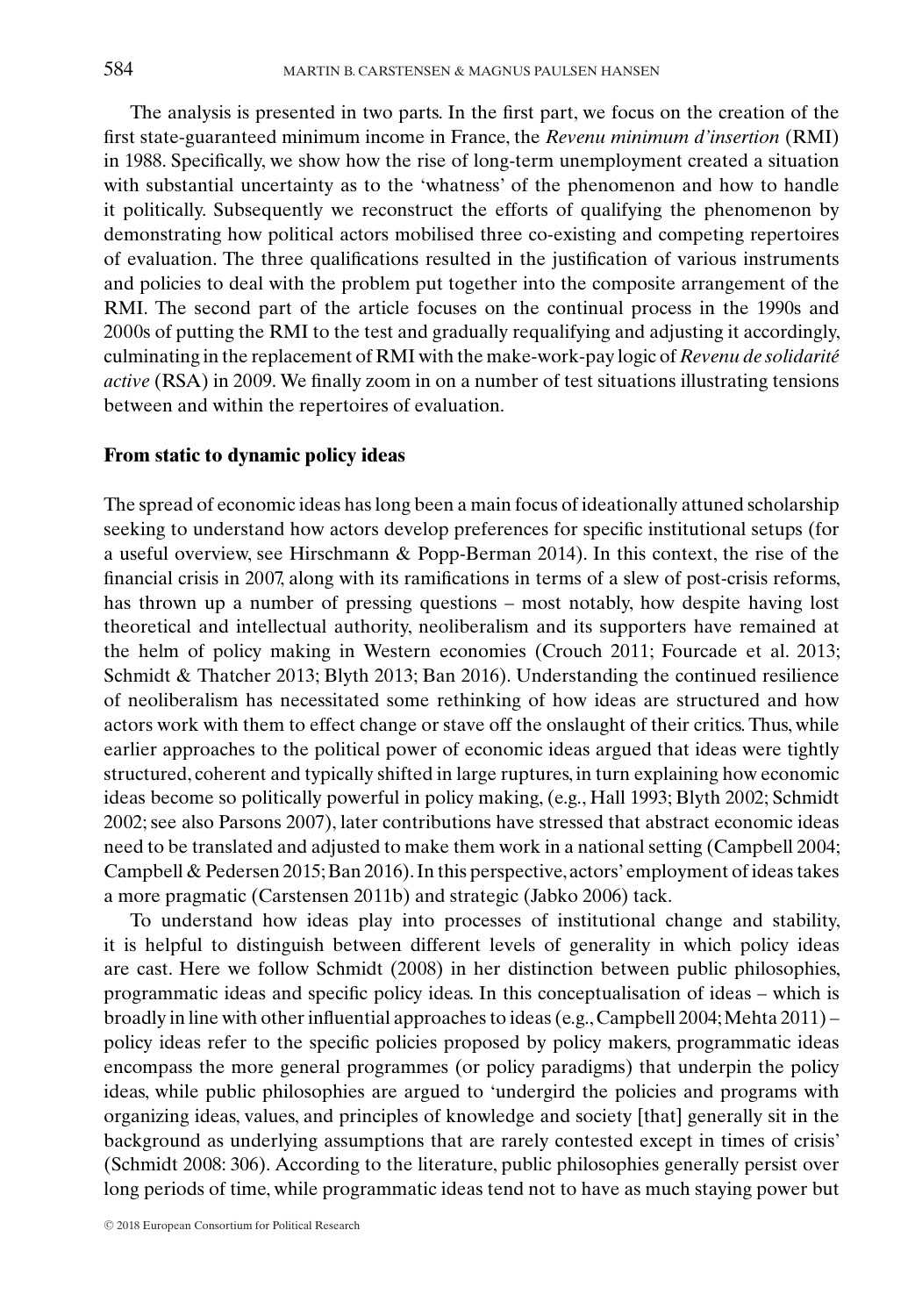The analysis is presented in two parts. In the first part, we focus on the creation of the first state-guaranteed minimum income in France, the *Revenu minimum d'insertion* (RMI) in 1988. Specifically, we show how the rise of long-term unemployment created a situation with substantial uncertainty as to the 'whatness' of the phenomenon and how to handle it politically. Subsequently we reconstruct the efforts of qualifying the phenomenon by demonstrating how political actors mobilised three co-existing and competing repertoires of evaluation. The three qualifications resulted in the justification of various instruments and policies to deal with the problem put together into the composite arrangement of the RMI. The second part of the article focuses on the continual process in the 1990s and 2000s of putting the RMI to the test and gradually requalifying and adjusting it accordingly, culminating in the replacement of RMI with the make-work-pay logic of *Revenu de solidarité active* (RSA) in 2009. We finally zoom in on a number of test situations illustrating tensions between and within the repertoires of evaluation.

## From static to dynamic policy ideas

The spread of economic ideas has long been a main focus of ideationally attuned scholarship seeking to understand how actors develop preferences for specific institutional setups (for a useful overview, see Hirschmann & Popp-Berman 2014). In this context, the rise of the financial crisis in 2007, along with its ramifications in terms of a slew of post-crisis reforms, has thrown up a number of pressing questions – most notably, how despite having lost theoretical and intellectual authority, neoliberalism and its supporters have remained at the helm of policy making in Western economies (Crouch 2011; Fourcade et al. 2013; Schmidt & Thatcher 2013; Blyth 2013; Ban 2016). Understanding the continued resilience of neoliberalism has necessitated some rethinking of how ideas are structured and how actors work with them to effect change or stave off the onslaught of their critics. Thus, while earlier approaches to the political power of economic ideas argued that ideas were tightly structured, coherent and typically shifted in large ruptures, in turn explaining how economic ideas become so politically powerful in policy making, (e.g., Hall 1993; Blyth 2002; Schmidt 2002; see also Parsons 2007), later contributions have stressed that abstract economic ideas need to be translated and adjusted to make them work in a national setting (Campbell 2004; Campbell & Pedersen 2015; Ban 2016). In this perspective, actors' employment of ideas takes a more pragmatic (Carstensen 2011b) and strategic (Jabko 2006) tack.

To understand how ideas play into processes of institutional change and stability, it is helpful to distinguish between different levels of generality in which policy ideas are cast. Here we follow Schmidt (2008) in her distinction between public philosophies, programmatic ideas and specific policy ideas. In this conceptualisation of ideas – which is broadly in line with other influential approaches to ideas (e.g., Campbell 2004; Mehta 2011) – policy ideas refer to the specific policies proposed by policy makers, programmatic ideas encompass the more general programmes (or policy paradigms) that underpin the policy ideas, while public philosophies are argued to 'undergird the policies and programs with organizing ideas, values, and principles of knowledge and society [that] generally sit in the background as underlying assumptions that are rarely contested except in times of crisis' (Schmidt 2008: 306). According to the literature, public philosophies generally persist over long periods of time, while programmatic ideas tend not to have as much staying power but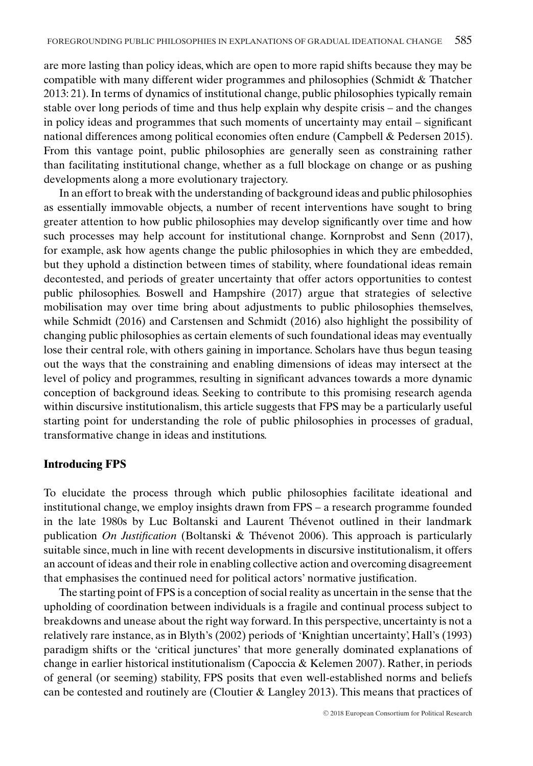are more lasting than policy ideas, which are open to more rapid shifts because they may be compatible with many different wider programmes and philosophies (Schmidt & Thatcher 2013: 21). In terms of dynamics of institutional change, public philosophies typically remain stable over long periods of time and thus help explain why despite crisis – and the changes in policy ideas and programmes that such moments of uncertainty may entail – significant national differences among political economies often endure (Campbell & Pedersen 2015). From this vantage point, public philosophies are generally seen as constraining rather than facilitating institutional change, whether as a full blockage on change or as pushing developments along a more evolutionary trajectory.

In an effort to break with the understanding of background ideas and public philosophies as essentially immovable objects, a number of recent interventions have sought to bring greater attention to how public philosophies may develop significantly over time and how such processes may help account for institutional change. Kornprobst and Senn (2017), for example, ask how agents change the public philosophies in which they are embedded, but they uphold a distinction between times of stability, where foundational ideas remain decontested, and periods of greater uncertainty that offer actors opportunities to contest public philosophies. Boswell and Hampshire (2017) argue that strategies of selective mobilisation may over time bring about adjustments to public philosophies themselves, while Schmidt (2016) and Carstensen and Schmidt (2016) also highlight the possibility of changing public philosophies as certain elements of such foundational ideas may eventually lose their central role, with others gaining in importance. Scholars have thus begun teasing out the ways that the constraining and enabling dimensions of ideas may intersect at the level of policy and programmes, resulting in significant advances towards a more dynamic conception of background ideas. Seeking to contribute to this promising research agenda within discursive institutionalism, this article suggests that FPS may be a particularly useful starting point for understanding the role of public philosophies in processes of gradual, transformative change in ideas and institutions.

## Introducing FPS

To elucidate the process through which public philosophies facilitate ideational and institutional change, we employ insights drawn from FPS – a research programme founded in the late 1980s by Luc Boltanski and Laurent Thévenot outlined in their landmark publication *On Justification* (Boltanski & Thévenot 2006). This approach is particularly suitable since, much in line with recent developments in discursive institutionalism, it offers an account of ideas and their role in enabling collective action and overcoming disagreement that emphasises the continued need for political actors' normative justification.

The starting point of FPS is a conception of social reality as uncertain in the sense that the upholding of coordination between individuals is a fragile and continual process subject to breakdowns and unease about the right way forward. In this perspective, uncertainty is not a relatively rare instance, as in Blyth's (2002) periods of 'Knightian uncertainty', Hall's (1993) paradigm shifts or the 'critical junctures' that more generally dominated explanations of change in earlier historical institutionalism (Capoccia & Kelemen 2007). Rather, in periods of general (or seeming) stability, FPS posits that even well-established norms and beliefs can be contested and routinely are (Cloutier & Langley 2013). This means that practices of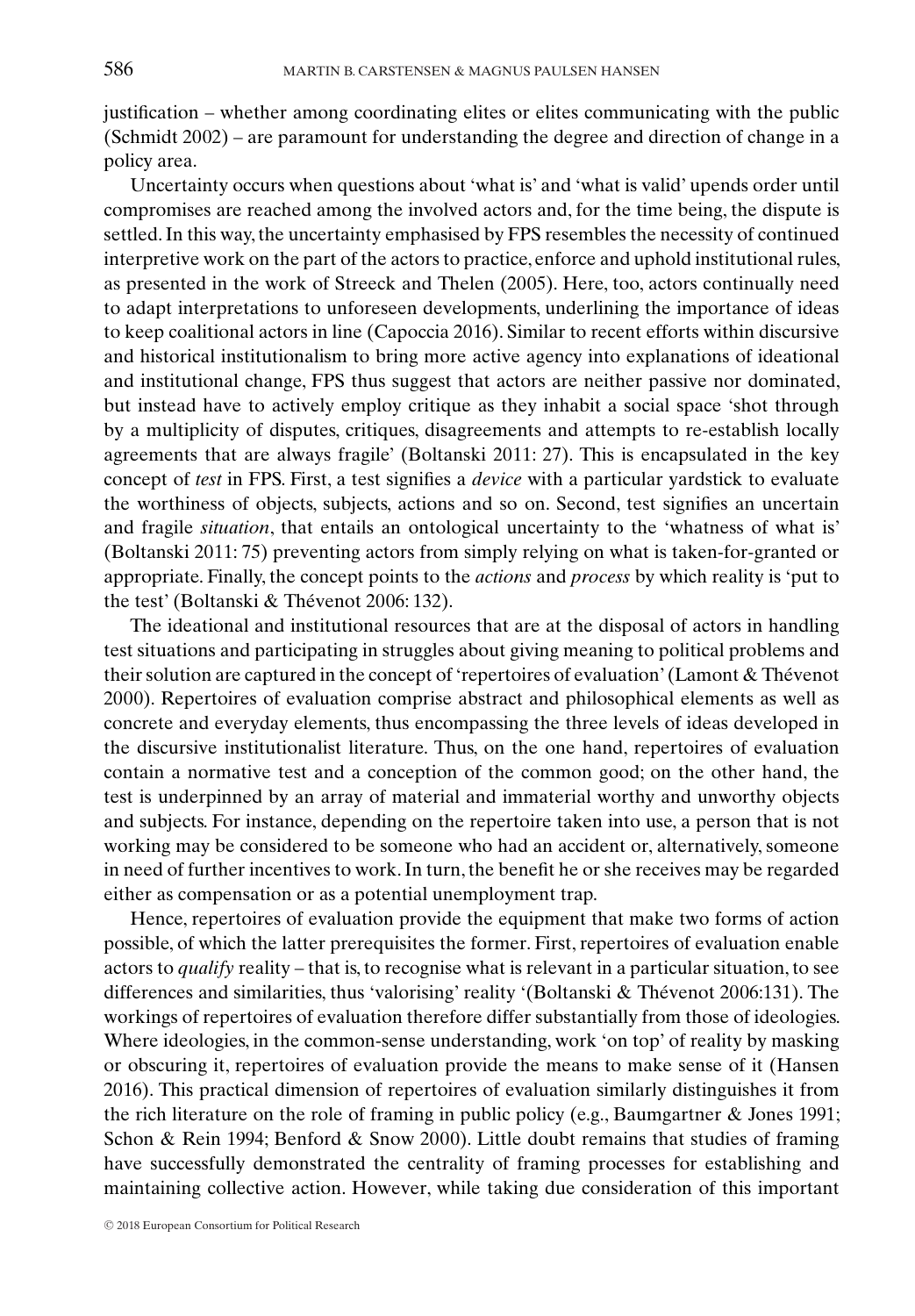justification – whether among coordinating elites or elites communicating with the public (Schmidt 2002) – are paramount for understanding the degree and direction of change in a policy area.

Uncertainty occurs when questions about 'what is' and 'what is valid' upends order until compromises are reached among the involved actors and, for the time being, the dispute is settled. In this way, the uncertainty emphasised by FPS resembles the necessity of continued interpretive work on the part of the actors to practice, enforce and uphold institutional rules, as presented in the work of Streeck and Thelen (2005). Here, too, actors continually need to adapt interpretations to unforeseen developments, underlining the importance of ideas to keep coalitional actors in line (Capoccia 2016). Similar to recent efforts within discursive and historical institutionalism to bring more active agency into explanations of ideational and institutional change, FPS thus suggest that actors are neither passive nor dominated, but instead have to actively employ critique as they inhabit a social space 'shot through by a multiplicity of disputes, critiques, disagreements and attempts to re-establish locally agreements that are always fragile' (Boltanski 2011: 27). This is encapsulated in the key concept of *test* in FPS. First, a test signifies a *device* with a particular yardstick to evaluate the worthiness of objects, subjects, actions and so on. Second, test signifies an uncertain and fragile *situation*, that entails an ontological uncertainty to the 'whatness of what is' (Boltanski 2011: 75) preventing actors from simply relying on what is taken-for-granted or appropriate. Finally, the concept points to the *actions* and *process* by which reality is 'put to the test' (Boltanski & Thévenot 2006: 132).

The ideational and institutional resources that are at the disposal of actors in handling test situations and participating in struggles about giving meaning to political problems and their solution are captured in the concept of 'repertoires of evaluation' (Lamont & Thévenot 2000). Repertoires of evaluation comprise abstract and philosophical elements as well as concrete and everyday elements, thus encompassing the three levels of ideas developed in the discursive institutionalist literature. Thus, on the one hand, repertoires of evaluation contain a normative test and a conception of the common good; on the other hand, the test is underpinned by an array of material and immaterial worthy and unworthy objects and subjects. For instance, depending on the repertoire taken into use, a person that is not working may be considered to be someone who had an accident or, alternatively, someone in need of further incentives to work. In turn, the benefit he or she receives may be regarded either as compensation or as a potential unemployment trap.

Hence, repertoires of evaluation provide the equipment that make two forms of action possible, of which the latter prerequisites the former. First, repertoires of evaluation enable actors to *qualify* reality – that is, to recognise what is relevant in a particular situation, to see differences and similarities, thus 'valorising' reality '(Boltanski & Thévenot 2006:131). The workings of repertoires of evaluation therefore differ substantially from those of ideologies. Where ideologies, in the common-sense understanding, work 'on top' of reality by masking or obscuring it, repertoires of evaluation provide the means to make sense of it (Hansen 2016). This practical dimension of repertoires of evaluation similarly distinguishes it from the rich literature on the role of framing in public policy (e.g., Baumgartner & Jones 1991; Schon & Rein 1994; Benford & Snow 2000). Little doubt remains that studies of framing have successfully demonstrated the centrality of framing processes for establishing and maintaining collective action. However, while taking due consideration of this important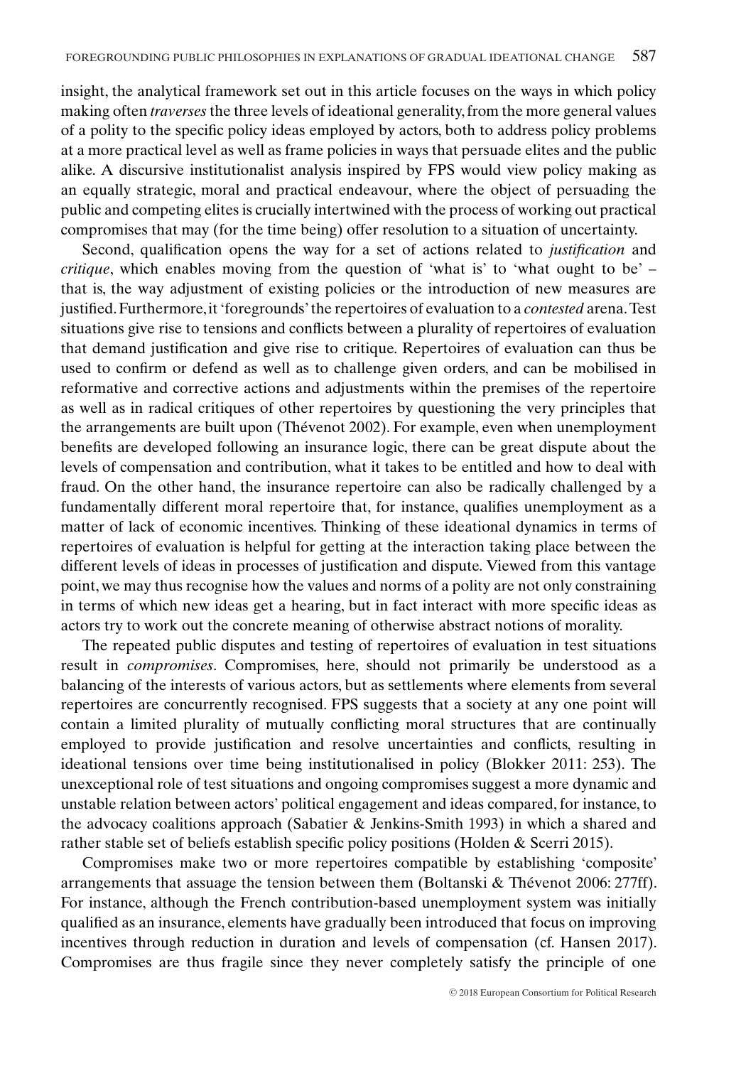insight, the analytical framework set out in this article focuses on the ways in which policy making often *traverses* the three levels of ideational generality, from the more general values of a polity to the specific policy ideas employed by actors, both to address policy problems at a more practical level as well as frame policies in ways that persuade elites and the public alike. A discursive institutionalist analysis inspired by FPS would view policy making as an equally strategic, moral and practical endeavour, where the object of persuading the public and competing elites is crucially intertwined with the process of working out practical compromises that may (for the time being) offer resolution to a situation of uncertainty.

Second, qualification opens the way for a set of actions related to *justification* and *critique*, which enables moving from the question of 'what is' to 'what ought to be' – that is, the way adjustment of existing policies or the introduction of new measures are justified. Furthermore, it 'foregrounds' the repertoires of evaluation to a *contested* arena. Test situations give rise to tensions and conflicts between a plurality of repertoires of evaluation that demand justification and give rise to critique. Repertoires of evaluation can thus be used to confirm or defend as well as to challenge given orders, and can be mobilised in reformative and corrective actions and adjustments within the premises of the repertoire as well as in radical critiques of other repertoires by questioning the very principles that the arrangements are built upon (Thévenot 2002). For example, even when unemployment benefits are developed following an insurance logic, there can be great dispute about the levels of compensation and contribution, what it takes to be entitled and how to deal with fraud. On the other hand, the insurance repertoire can also be radically challenged by a fundamentally different moral repertoire that, for instance, qualifies unemployment as a matter of lack of economic incentives. Thinking of these ideational dynamics in terms of repertoires of evaluation is helpful for getting at the interaction taking place between the different levels of ideas in processes of justification and dispute. Viewed from this vantage point, we may thus recognise how the values and norms of a polity are not only constraining in terms of which new ideas get a hearing, but in fact interact with more specific ideas as actors try to work out the concrete meaning of otherwise abstract notions of morality.

The repeated public disputes and testing of repertoires of evaluation in test situations result in *compromises*. Compromises, here, should not primarily be understood as a balancing of the interests of various actors, but as settlements where elements from several repertoires are concurrently recognised. FPS suggests that a society at any one point will contain a limited plurality of mutually conflicting moral structures that are continually employed to provide justification and resolve uncertainties and conflicts, resulting in ideational tensions over time being institutionalised in policy (Blokker 2011: 253). The unexceptional role of test situations and ongoing compromises suggest a more dynamic and unstable relation between actors' political engagement and ideas compared, for instance, to the advocacy coalitions approach (Sabatier & Jenkins-Smith 1993) in which a shared and rather stable set of beliefs establish specific policy positions (Holden & Scerri 2015).

Compromises make two or more repertoires compatible by establishing 'composite' arrangements that assuage the tension between them (Boltanski & Thévenot 2006: 277ff). For instance, although the French contribution-based unemployment system was initially qualified as an insurance, elements have gradually been introduced that focus on improving incentives through reduction in duration and levels of compensation (cf. Hansen 2017). Compromises are thus fragile since they never completely satisfy the principle of one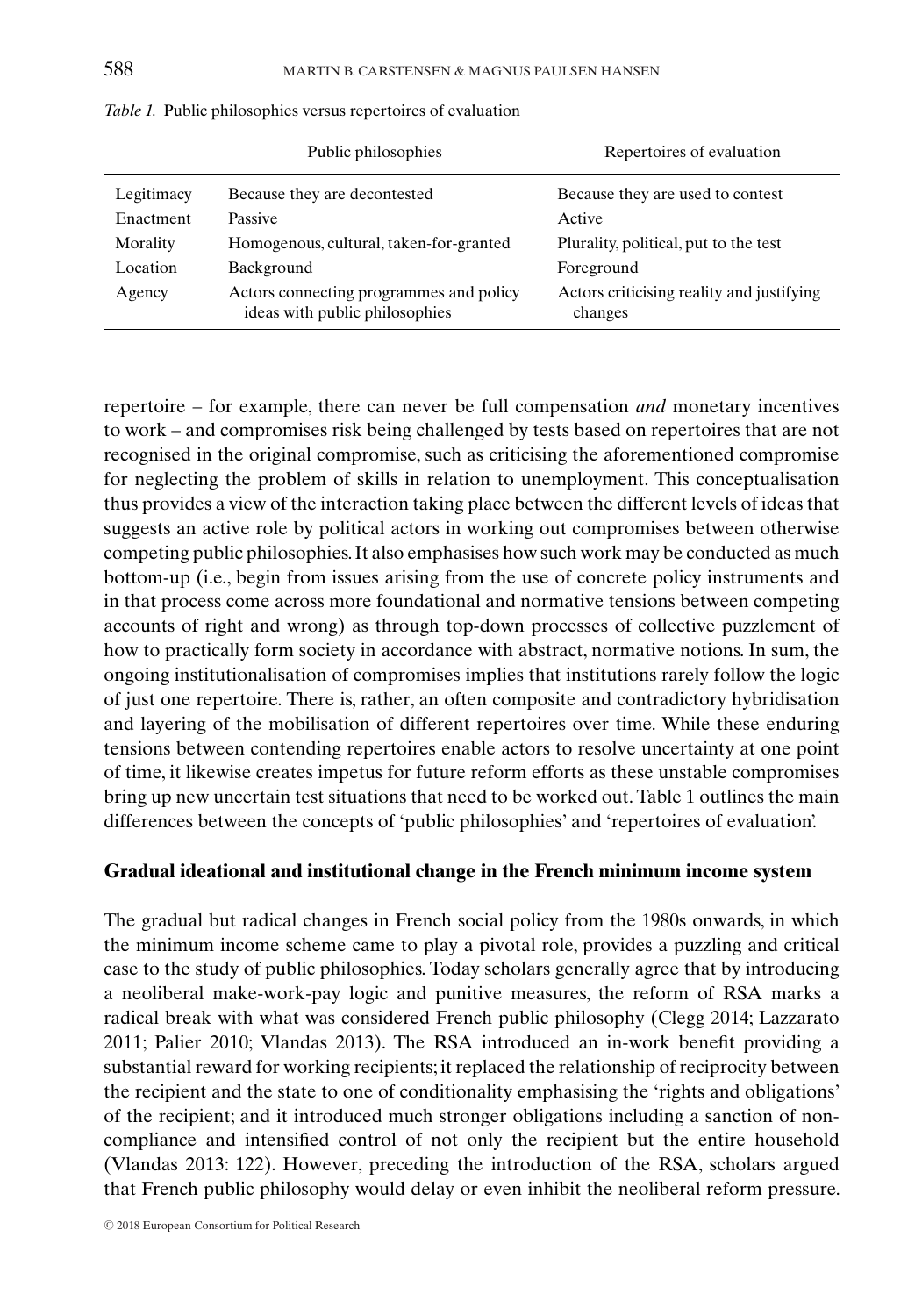*Table 1.* Public philosophies versus repertoires of evaluation

| | Public philosophies | Repertoires of evaluation |
|---|---|---|
| Legitimacy | Because they are decontested | Because they are used to contest |
| Enactment | Passive | Active |
| Morality | Homogenous, cultural, taken-for-granted | Plurality, political, put to the test |
| Location | Background | Foreground |
| Agency | Actors connecting programmes and policy ideas with public philosophies | Actors criticising reality and justifying changes |

repertoire – for example, there can never be full compensation *and* monetary incentives to work – and compromises risk being challenged by tests based on repertoires that are not recognised in the original compromise, such as criticising the aforementioned compromise for neglecting the problem of skills in relation to unemployment. This conceptualisation thus provides a view of the interaction taking place between the different levels of ideas that suggests an active role by political actors in working out compromises between otherwise competing public philosophies. It also emphasises how such work may be conducted as much bottom-up (i.e., begin from issues arising from the use of concrete policy instruments and in that process come across more foundational and normative tensions between competing accounts of right and wrong) as through top-down processes of collective puzzlement of how to practically form society in accordance with abstract, normative notions. In sum, the ongoing institutionalisation of compromises implies that institutions rarely follow the logic of just one repertoire. There is, rather, an often composite and contradictory hybridisation and layering of the mobilisation of different repertoires over time. While these enduring tensions between contending repertoires enable actors to resolve uncertainty at one point of time, it likewise creates impetus for future reform efforts as these unstable compromises bring up new uncertain test situations that need to be worked out. Table 1 outlines the main differences between the concepts of 'public philosophies' and 'repertoires of evaluation'.

## Gradual ideational and institutional change in the French minimum income system

The gradual but radical changes in French social policy from the 1980s onwards, in which the minimum income scheme came to play a pivotal role, provides a puzzling and critical case to the study of public philosophies. Today scholars generally agree that by introducing a neoliberal make-work-pay logic and punitive measures, the reform of RSA marks a radical break with what was considered French public philosophy (Clegg 2014; Lazzarato 2011; Palier 2010; Vlandas 2013). The RSA introduced an in-work benefit providing a substantial reward for working recipients; it replaced the relationship of reciprocity between the recipient and the state to one of conditionality emphasising the 'rights and obligations' of the recipient; and it introduced much stronger obligations including a sanction of non-compliance and intensified control of not only the recipient but the entire household (Vlandas 2013: 122). However, preceding the introduction of the RSA, scholars argued that French public philosophy would delay or even inhibit the neoliberal reform pressure.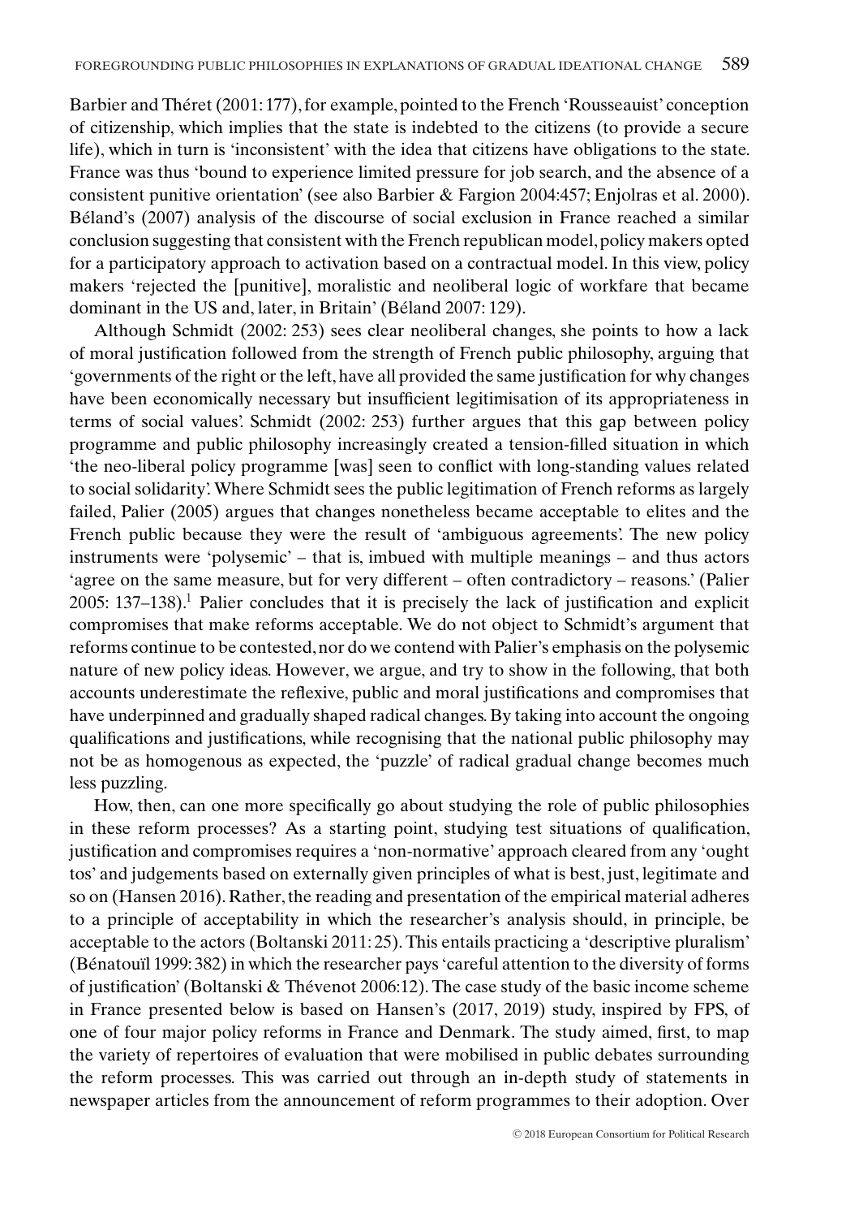Barbier and Théret (2001: 177), for example, pointed to the French 'Rousseauist' conception of citizenship, which implies that the state is indebted to the citizens (to provide a secure life), which in turn is 'inconsistent' with the idea that citizens have obligations to the state. France was thus 'bound to experience limited pressure for job search, and the absence of a consistent punitive orientation' (see also Barbier & Fargion 2004:457; Enjolras et al. 2000). Béland's (2007) analysis of the discourse of social exclusion in France reached a similar conclusion suggesting that consistent with the French republican model, policy makers opted for a participatory approach to activation based on a contractual model. In this view, policy makers 'rejected the [punitive], moralistic and neoliberal logic of workfare that became dominant in the US and, later, in Britain' (Béland 2007: 129).

Although Schmidt (2002: 253) sees clear neoliberal changes, she points to how a lack of moral justification followed from the strength of French public philosophy, arguing that 'governments of the right or the left, have all provided the same justification for why changes have been economically necessary but insufficient legitimisation of its appropriateness in terms of social values'. Schmidt (2002: 253) further argues that this gap between policy programme and public philosophy increasingly created a tension-filled situation in which 'the neo-liberal policy programme [was] seen to conflict with long-standing values related to social solidarity'. Where Schmidt sees the public legitimation of French reforms as largely failed, Palier (2005) argues that changes nonetheless became acceptable to elites and the French public because they were the result of 'ambiguous agreements'. The new policy instruments were 'polysemic' – that is, imbued with multiple meanings – and thus actors 'agree on the same measure, but for very different – often contradictory – reasons.' (Palier 2005: 137–138).[1] Palier concludes that it is precisely the lack of justification and explicit compromises that make reforms acceptable. We do not object to Schmidt's argument that reforms continue to be contested, nor do we contend with Palier's emphasis on the polysemic nature of new policy ideas. However, we argue, and try to show in the following, that both accounts underestimate the reflexive, public and moral justifications and compromises that have underpinned and gradually shaped radical changes. By taking into account the ongoing qualifications and justifications, while recognising that the national public philosophy may not be as homogenous as expected, the 'puzzle' of radical gradual change becomes much less puzzling.

How, then, can one more specifically go about studying the role of public philosophies in these reform processes? As a starting point, studying test situations of qualification, justification and compromises requires a 'non-normative' approach cleared from any 'ought tos' and judgements based on externally given principles of what is best, just, legitimate and so on (Hansen 2016). Rather, the reading and presentation of the empirical material adheres to a principle of acceptability in which the researcher's analysis should, in principle, be acceptable to the actors (Boltanski 2011: 25). This entails practicing a 'descriptive pluralism' (Bénatouïl 1999: 382) in which the researcher pays 'careful attention to the diversity of forms of justification' (Boltanski & Thévenot 2006:12). The case study of the basic income scheme in France presented below is based on Hansen's (2017, 2019) study, inspired by FPS, of one of four major policy reforms in France and Denmark. The study aimed, first, to map the variety of repertoires of evaluation that were mobilised in public debates surrounding the reform processes. This was carried out through an in-depth study of statements in newspaper articles from the announcement of reform programmes to their adoption. Over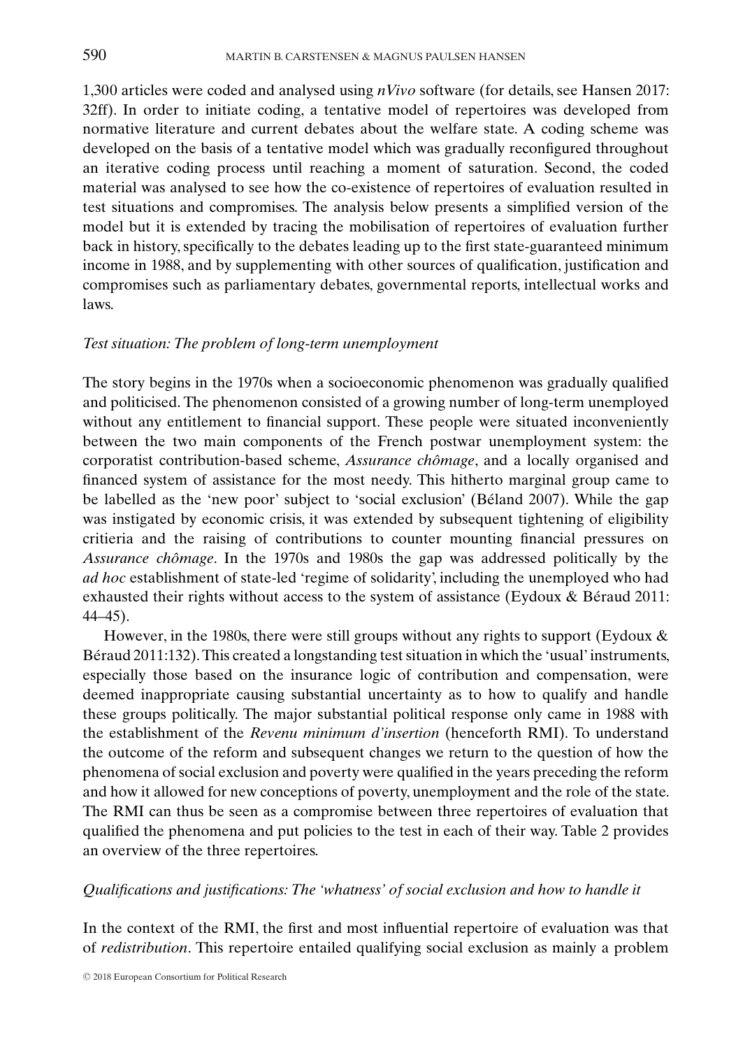1,300 articles were coded and analysed using *nVivo* software (for details, see Hansen 2017: 32ff). In order to initiate coding, a tentative model of repertoires was developed from normative literature and current debates about the welfare state. A coding scheme was developed on the basis of a tentative model which was gradually reconfigured throughout an iterative coding process until reaching a moment of saturation. Second, the coded material was analysed to see how the co-existence of repertoires of evaluation resulted in test situations and compromises. The analysis below presents a simplified version of the model but it is extended by tracing the mobilisation of repertoires of evaluation further back in history, specifically to the debates leading up to the first state-guaranteed minimum income in 1988, and by supplementing with other sources of qualification, justification and compromises such as parliamentary debates, governmental reports, intellectual works and laws.

### *Test situation: The problem of long-term unemployment*

The story begins in the 1970s when a socioeconomic phenomenon was gradually qualified and politicised. The phenomenon consisted of a growing number of long-term unemployed without any entitlement to financial support. These people were situated inconveniently between the two main components of the French postwar unemployment system: the corporatist contribution-based scheme, *Assurance chômage*, and a locally organised and financed system of assistance for the most needy. This hitherto marginal group came to be labelled as the 'new poor' subject to 'social exclusion' (Béland 2007). While the gap was instigated by economic crisis, it was extended by subsequent tightening of eligibility critieria and the raising of contributions to counter mounting financial pressures on *Assurance chômage*. In the 1970s and 1980s the gap was addressed politically by the *ad hoc* establishment of state-led 'regime of solidarity', including the unemployed who had exhausted their rights without access to the system of assistance (Eydoux & Béraud 2011: 44–45).

However, in the 1980s, there were still groups without any rights to support (Eydoux & Béraud 2011:132). This created a longstanding test situation in which the 'usual' instruments, especially those based on the insurance logic of contribution and compensation, were deemed inappropriate causing substantial uncertainty as to how to qualify and handle these groups politically. The major substantial political response only came in 1988 with the establishment of the *Revenu minimum d'insertion* (henceforth RMI). To understand the outcome of the reform and subsequent changes we return to the question of how the phenomena of social exclusion and poverty were qualified in the years preceding the reform and how it allowed for new conceptions of poverty, unemployment and the role of the state. The RMI can thus be seen as a compromise between three repertoires of evaluation that qualified the phenomena and put policies to the test in each of their way. Table 2 provides an overview of the three repertoires.

### *Qualifications and justifications: The 'whatness' of social exclusion and how to handle it*

In the context of the RMI, the first and most influential repertoire of evaluation was that of *redistribution*. This repertoire entailed qualifying social exclusion as mainly a problem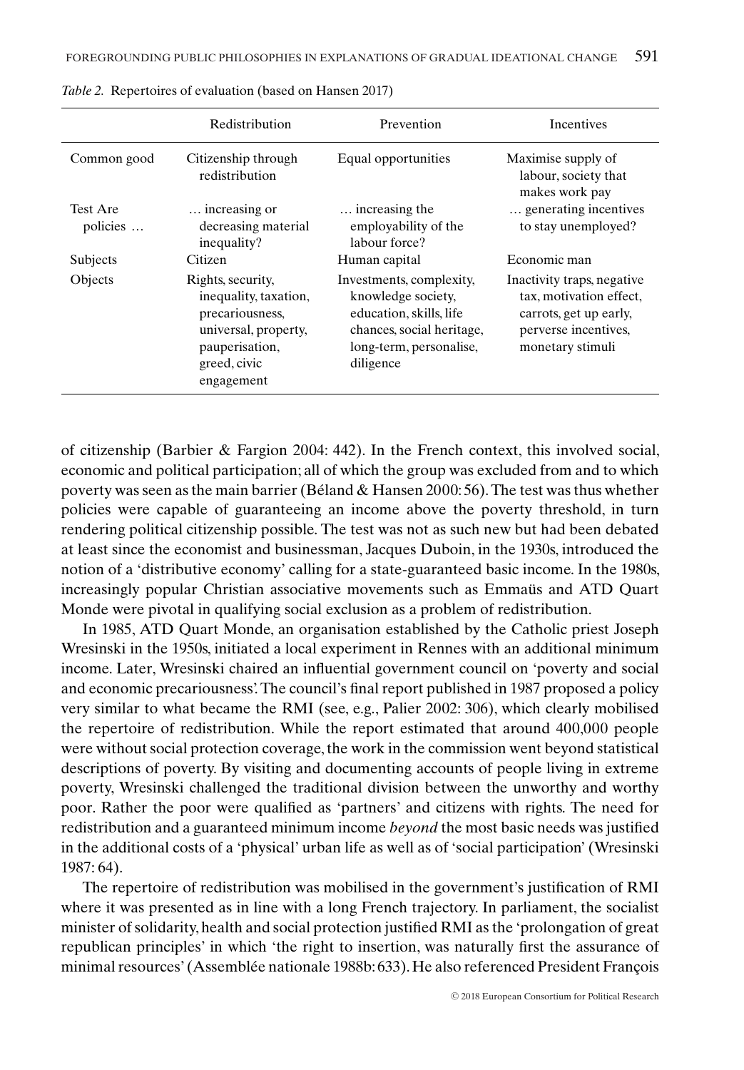*Table 2.* Repertoires of evaluation (based on Hansen 2017)

| | Redistribution | Prevention | Incentives |
|---|---|---|---|
| Common good | Citizenship through redistribution | Equal opportunities | Maximise supply of labour, society that makes work pay |
| Test Are policies … | … increasing or decreasing material inequality? | … increasing the employability of the labour force? | … generating incentives to stay unemployed? |
| Subjects | Citizen | Human capital | Economic man |
| Objects | Rights, security, inequality, taxation, precariousness, universal, property, pauperisation, greed, civic engagement | Investments, complexity, knowledge society, education, skills, life chances, social heritage, long-term, personalise, diligence | Inactivity traps, negative tax, motivation effect, carrots, get up early, perverse incentives, monetary stimuli |

of citizenship (Barbier & Fargion 2004: 442). In the French context, this involved social, economic and political participation; all of which the group was excluded from and to which poverty was seen as the main barrier (Béland & Hansen 2000: 56). The test was thus whether policies were capable of guaranteeing an income above the poverty threshold, in turn rendering political citizenship possible. The test was not as such new but had been debated at least since the economist and businessman, Jacques Duboin, in the 1930s, introduced the notion of a 'distributive economy' calling for a state-guaranteed basic income. In the 1980s, increasingly popular Christian associative movements such as Emmaüs and ATD Quart Monde were pivotal in qualifying social exclusion as a problem of redistribution.

In 1985, ATD Quart Monde, an organisation established by the Catholic priest Joseph Wresinski in the 1950s, initiated a local experiment in Rennes with an additional minimum income. Later, Wresinski chaired an influential government council on 'poverty and social and economic precariousness'. The council's final report published in 1987 proposed a policy very similar to what became the RMI (see, e.g., Palier 2002: 306), which clearly mobilised the repertoire of redistribution. While the report estimated that around 400,000 people were without social protection coverage, the work in the commission went beyond statistical descriptions of poverty. By visiting and documenting accounts of people living in extreme poverty, Wresinski challenged the traditional division between the unworthy and worthy poor. Rather the poor were qualified as 'partners' and citizens with rights. The need for redistribution and a guaranteed minimum income *beyond* the most basic needs was justified in the additional costs of a 'physical' urban life as well as of 'social participation' (Wresinski 1987: 64).

The repertoire of redistribution was mobilised in the government's justification of RMI where it was presented as in line with a long French trajectory. In parliament, the socialist minister of solidarity, health and social protection justified RMI as the 'prolongation of great republican principles' in which 'the right to insertion, was naturally first the assurance of minimal resources' (Assemblée nationale 1988b: 633). He also referenced President François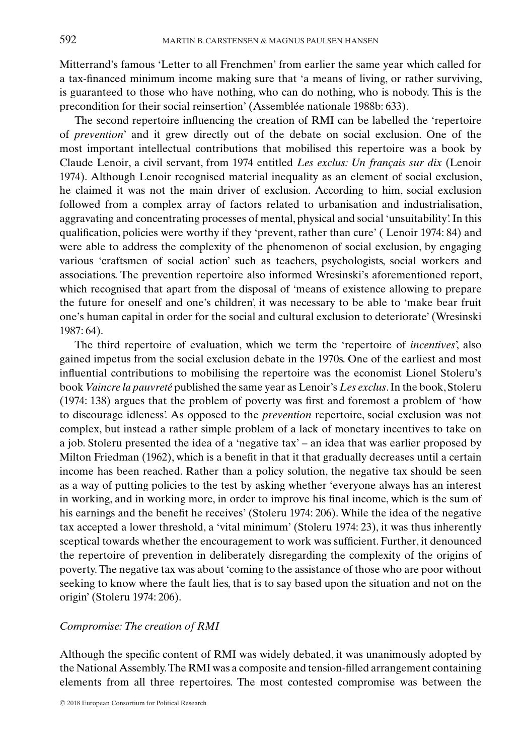Mitterrand's famous 'Letter to all Frenchmen' from earlier the same year which called for a tax-financed minimum income making sure that 'a means of living, or rather surviving, is guaranteed to those who have nothing, who can do nothing, who is nobody. This is the precondition for their social reinsertion' (Assemblée nationale 1988b: 633).

The second repertoire influencing the creation of RMI can be labelled the 'repertoire of *prevention*' and it grew directly out of the debate on social exclusion. One of the most important intellectual contributions that mobilised this repertoire was a book by Claude Lenoir, a civil servant, from 1974 entitled *Les exclus: Un français sur dix* (Lenoir 1974). Although Lenoir recognised material inequality as an element of social exclusion, he claimed it was not the main driver of exclusion. According to him, social exclusion followed from a complex array of factors related to urbanisation and industrialisation, aggravating and concentrating processes of mental, physical and social 'unsuitability'. In this qualification, policies were worthy if they 'prevent, rather than cure' ( Lenoir 1974: 84) and were able to address the complexity of the phenomenon of social exclusion, by engaging various 'craftsmen of social action' such as teachers, psychologists, social workers and associations. The prevention repertoire also informed Wresinski's aforementioned report, which recognised that apart from the disposal of 'means of existence allowing to prepare the future for oneself and one's children', it was necessary to be able to 'make bear fruit one's human capital in order for the social and cultural exclusion to deteriorate' (Wresinski 1987: 64).

The third repertoire of evaluation, which we term the 'repertoire of *incentives*', also gained impetus from the social exclusion debate in the 1970s. One of the earliest and most influential contributions to mobilising the repertoire was the economist Lionel Stoleru's book *Vaincre la pauvreté* published the same year as Lenoir's *Les exclus*. In the book, Stoleru (1974: 138) argues that the problem of poverty was first and foremost a problem of 'how to discourage idleness'. As opposed to the *prevention* repertoire, social exclusion was not complex, but instead a rather simple problem of a lack of monetary incentives to take on a job. Stoleru presented the idea of a 'negative tax' – an idea that was earlier proposed by Milton Friedman (1962), which is a benefit in that it that gradually decreases until a certain income has been reached. Rather than a policy solution, the negative tax should be seen as a way of putting policies to the test by asking whether 'everyone always has an interest in working, and in working more, in order to improve his final income, which is the sum of his earnings and the benefit he receives' (Stoleru 1974: 206). While the idea of the negative tax accepted a lower threshold, a 'vital minimum' (Stoleru 1974: 23), it was thus inherently sceptical towards whether the encouragement to work was sufficient. Further, it denounced the repertoire of prevention in deliberately disregarding the complexity of the origins of poverty. The negative tax was about 'coming to the assistance of those who are poor without seeking to know where the fault lies, that is to say based upon the situation and not on the origin' (Stoleru 1974: 206).

### *Compromise: The creation of RMI*

Although the specific content of RMI was widely debated, it was unanimously adopted by the National Assembly. The RMI was a composite and tension-filled arrangement containing elements from all three repertoires. The most contested compromise was between the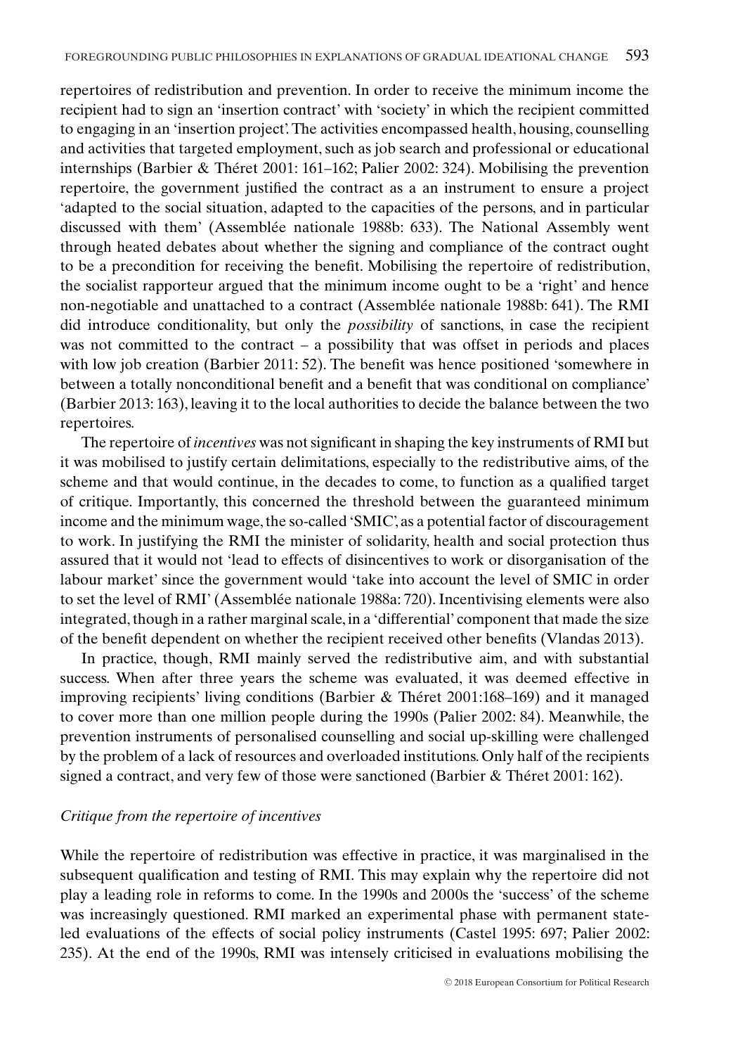repertoires of redistribution and prevention. In order to receive the minimum income the recipient had to sign an 'insertion contract' with 'society' in which the recipient committed to engaging in an 'insertion project'. The activities encompassed health, housing, counselling and activities that targeted employment, such as job search and professional or educational internships (Barbier & Théret 2001: 161–162; Palier 2002: 324). Mobilising the prevention repertoire, the government justified the contract as a an instrument to ensure a project 'adapted to the social situation, adapted to the capacities of the persons, and in particular discussed with them' (Assemblée nationale 1988b: 633). The National Assembly went through heated debates about whether the signing and compliance of the contract ought to be a precondition for receiving the benefit. Mobilising the repertoire of redistribution, the socialist rapporteur argued that the minimum income ought to be a 'right' and hence non-negotiable and unattached to a contract (Assemblée nationale 1988b: 641). The RMI did introduce conditionality, but only the *possibility* of sanctions, in case the recipient was not committed to the contract – a possibility that was offset in periods and places with low job creation (Barbier 2011: 52). The benefit was hence positioned 'somewhere in between a totally nonconditional benefit and a benefit that was conditional on compliance' (Barbier 2013: 163), leaving it to the local authorities to decide the balance between the two repertoires.

The repertoire of *incentives* was not significant in shaping the key instruments of RMI but it was mobilised to justify certain delimitations, especially to the redistributive aims, of the scheme and that would continue, in the decades to come, to function as a qualified target of critique. Importantly, this concerned the threshold between the guaranteed minimum income and the minimum wage, the so-called 'SMIC', as a potential factor of discouragement to work. In justifying the RMI the minister of solidarity, health and social protection thus assured that it would not 'lead to effects of disincentives to work or disorganisation of the labour market' since the government would 'take into account the level of SMIC in order to set the level of RMI' (Assemblée nationale 1988a: 720). Incentivising elements were also integrated, though in a rather marginal scale, in a 'differential' component that made the size of the benefit dependent on whether the recipient received other benefits (Vlandas 2013).

In practice, though, RMI mainly served the redistributive aim, and with substantial success. When after three years the scheme was evaluated, it was deemed effective in improving recipients' living conditions (Barbier & Théret 2001:168–169) and it managed to cover more than one million people during the 1990s (Palier 2002: 84). Meanwhile, the prevention instruments of personalised counselling and social up-skilling were challenged by the problem of a lack of resources and overloaded institutions. Only half of the recipients signed a contract, and very few of those were sanctioned (Barbier & Théret 2001: 162).

### *Critique from the repertoire of incentives*

While the repertoire of redistribution was effective in practice, it was marginalised in the subsequent qualification and testing of RMI. This may explain why the repertoire did not play a leading role in reforms to come. In the 1990s and 2000s the 'success' of the scheme was increasingly questioned. RMI marked an experimental phase with permanent state-led evaluations of the effects of social policy instruments (Castel 1995: 697; Palier 2002: 235). At the end of the 1990s, RMI was intensely criticised in evaluations mobilising the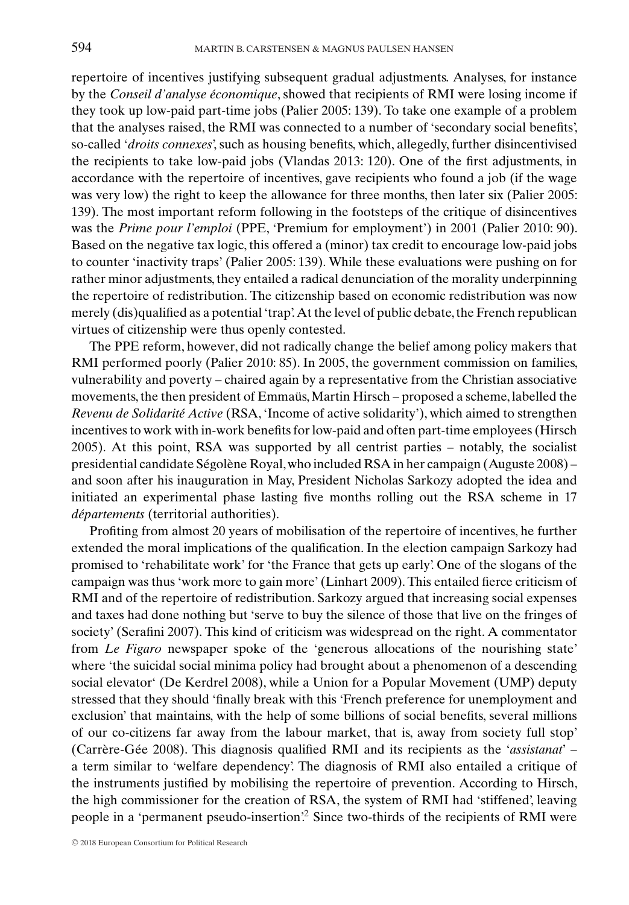repertoire of incentives justifying subsequent gradual adjustments. Analyses, for instance by the *Conseil d'analyse économique*, showed that recipients of RMI were losing income if they took up low-paid part-time jobs (Palier 2005: 139). To take one example of a problem that the analyses raised, the RMI was connected to a number of 'secondary social benefits', so-called '*droits connexes*', such as housing benefits, which, allegedly, further disincentivised the recipients to take low-paid jobs (Vlandas 2013: 120). One of the first adjustments, in accordance with the repertoire of incentives, gave recipients who found a job (if the wage was very low) the right to keep the allowance for three months, then later six (Palier 2005: 139). The most important reform following in the footsteps of the critique of disincentives was the *Prime pour l'emploi* (PPE, 'Premium for employment') in 2001 (Palier 2010: 90). Based on the negative tax logic, this offered a (minor) tax credit to encourage low-paid jobs to counter 'inactivity traps' (Palier 2005: 139). While these evaluations were pushing on for rather minor adjustments, they entailed a radical denunciation of the morality underpinning the repertoire of redistribution. The citizenship based on economic redistribution was now merely (dis)qualified as a potential 'trap'. At the level of public debate, the French republican virtues of citizenship were thus openly contested.

The PPE reform, however, did not radically change the belief among policy makers that RMI performed poorly (Palier 2010: 85). In 2005, the government commission on families, vulnerability and poverty – chaired again by a representative from the Christian associative movements, the then president of Emmaüs, Martin Hirsch – proposed a scheme, labelled the *Revenu de Solidarité Active* (RSA, 'Income of active solidarity'), which aimed to strengthen incentives to work with in-work benefits for low-paid and often part-time employees (Hirsch 2005). At this point, RSA was supported by all centrist parties – notably, the socialist presidential candidate Ségolène Royal, who included RSA in her campaign (Auguste 2008) – and soon after his inauguration in May, President Nicholas Sarkozy adopted the idea and initiated an experimental phase lasting five months rolling out the RSA scheme in 17 *départements* (territorial authorities).

Profiting from almost 20 years of mobilisation of the repertoire of incentives, he further extended the moral implications of the qualification. In the election campaign Sarkozy had promised to 'rehabilitate work' for 'the France that gets up early'. One of the slogans of the campaign was thus 'work more to gain more' (Linhart 2009). This entailed fierce criticism of RMI and of the repertoire of redistribution. Sarkozy argued that increasing social expenses and taxes had done nothing but 'serve to buy the silence of those that live on the fringes of society' (Serafini 2007). This kind of criticism was widespread on the right. A commentator from *Le Figaro* newspaper spoke of the 'generous allocations of the nourishing state' where 'the suicidal social minima policy had brought about a phenomenon of a descending social elevator' (De Kerdrel 2008), while a Union for a Popular Movement (UMP) deputy stressed that they should 'finally break with this 'French preference for unemployment and exclusion' that maintains, with the help of some billions of social benefits, several millions of our co-citizens far away from the labour market, that is, away from society full stop' (Carrère-Gée 2008). This diagnosis qualified RMI and its recipients as the '*assistanat*' – a term similar to 'welfare dependency'. The diagnosis of RMI also entailed a critique of the instruments justified by mobilising the repertoire of prevention. According to Hirsch, the high commissioner for the creation of RSA, the system of RMI had 'stiffened', leaving people in a 'permanent pseudo-insertion'.[2] Since two-thirds of the recipients of RMI were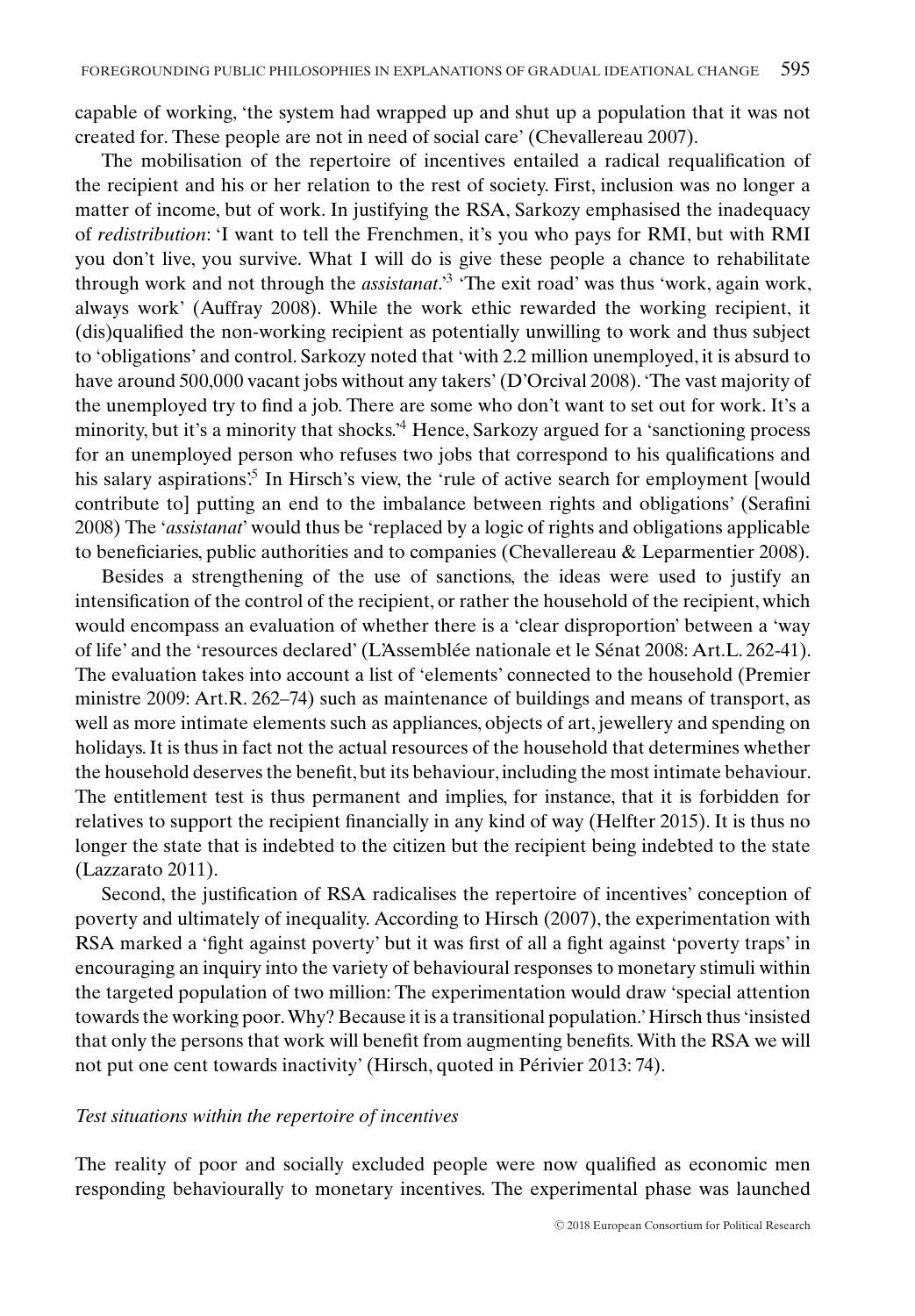capable of working, 'the system had wrapped up and shut up a population that it was not created for. These people are not in need of social care' (Chevallereau 2007).

The mobilisation of the repertoire of incentives entailed a radical requalification of the recipient and his or her relation to the rest of society. First, inclusion was no longer a matter of income, but of work. In justifying the RSA, Sarkozy emphasised the inadequacy of *redistribution*: 'I want to tell the Frenchmen, it's you who pays for RMI, but with RMI you don't live, you survive. What I will do is give these people a chance to rehabilitate through work and not through the *assistanat*.'[3] 'The exit road' was thus 'work, again work, always work' (Auffray 2008). While the work ethic rewarded the working recipient, it (dis)qualified the non-working recipient as potentially unwilling to work and thus subject to 'obligations' and control. Sarkozy noted that 'with 2.2 million unemployed, it is absurd to have around 500,000 vacant jobs without any takers' (D'Orcival 2008). 'The vast majority of the unemployed try to find a job. There are some who don't want to set out for work. It's a minority, but it's a minority that shocks.'[4] Hence, Sarkozy argued for a 'sanctioning process for an unemployed person who refuses two jobs that correspond to his qualifications and his salary aspirations'.[5] In Hirsch's view, the 'rule of active search for employment [would contribute to] putting an end to the imbalance between rights and obligations' (Serafini 2008) The '*assistanat*' would thus be 'replaced by a logic of rights and obligations applicable to beneficiaries, public authorities and to companies (Chevallereau & Leparmentier 2008).

Besides a strengthening of the use of sanctions, the ideas were used to justify an intensification of the control of the recipient, or rather the household of the recipient, which would encompass an evaluation of whether there is a 'clear disproportion' between a 'way of life' and the 'resources declared' (L'Assemblée nationale et le Sénat 2008: Art.L. 262-41). The evaluation takes into account a list of 'elements' connected to the household (Premier ministre 2009: Art.R. 262–74) such as maintenance of buildings and means of transport, as well as more intimate elements such as appliances, objects of art, jewellery and spending on holidays. It is thus in fact not the actual resources of the household that determines whether the household deserves the benefit, but its behaviour, including the most intimate behaviour. The entitlement test is thus permanent and implies, for instance, that it is forbidden for relatives to support the recipient financially in any kind of way (Helfter 2015). It is thus no longer the state that is indebted to the citizen but the recipient being indebted to the state (Lazzarato 2011).

Second, the justification of RSA radicalises the repertoire of incentives' conception of poverty and ultimately of inequality. According to Hirsch (2007), the experimentation with RSA marked a 'fight against poverty' but it was first of all a fight against 'poverty traps' in encouraging an inquiry into the variety of behavioural responses to monetary stimuli within the targeted population of two million: The experimentation would draw 'special attention towards the working poor. Why? Because it is a transitional population.' Hirsch thus 'insisted that only the persons that work will benefit from augmenting benefits. With the RSA we will not put one cent towards inactivity' (Hirsch, quoted in Périvier 2013: 74).

### *Test situations within the repertoire of incentives*

The reality of poor and socially excluded people were now qualified as economic men responding behaviourally to monetary incentives. The experimental phase was launched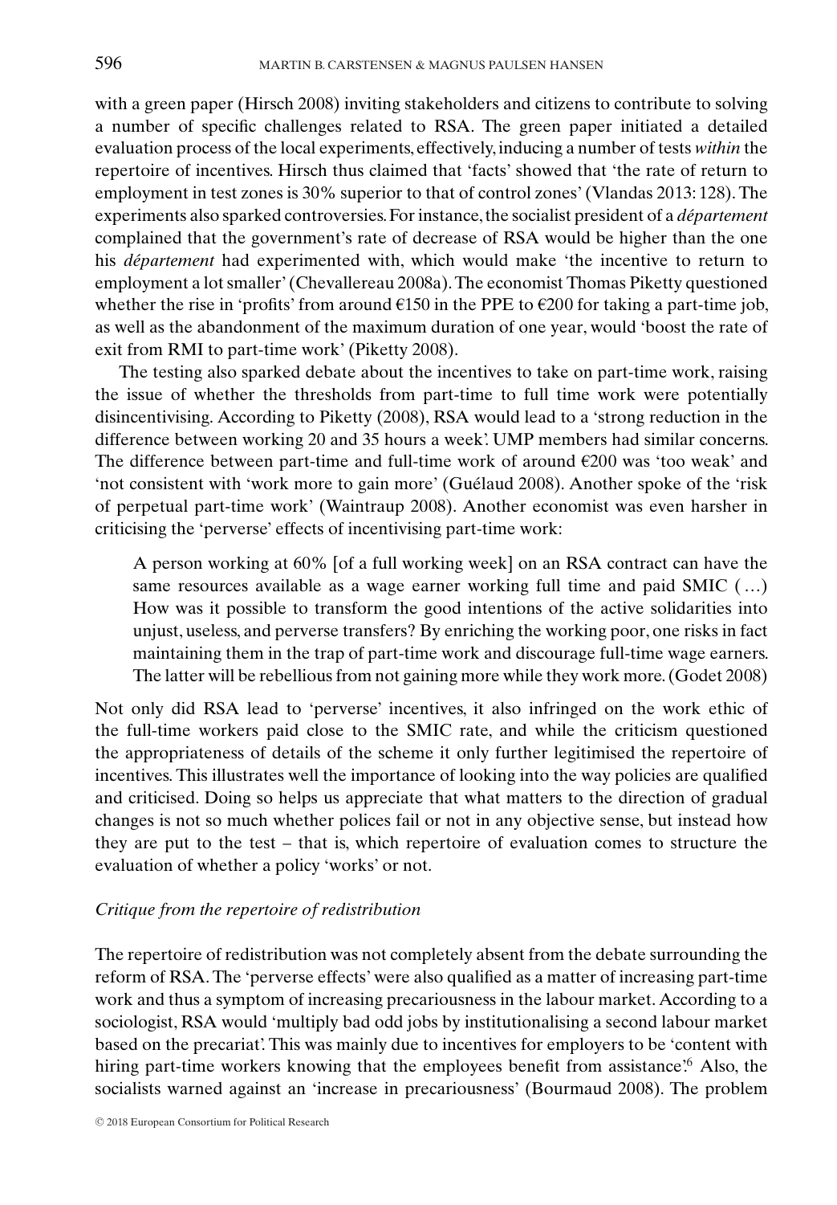with a green paper (Hirsch 2008) inviting stakeholders and citizens to contribute to solving a number of specific challenges related to RSA. The green paper initiated a detailed evaluation process of the local experiments, effectively, inducing a number of tests *within* the repertoire of incentives. Hirsch thus claimed that 'facts' showed that 'the rate of return to employment in test zones is 30% superior to that of control zones' (Vlandas 2013: 128). The experiments also sparked controversies. For instance, the socialist president of a *département* complained that the government's rate of decrease of RSA would be higher than the one his *département* had experimented with, which would make 'the incentive to return to employment a lot smaller' (Chevallereau 2008a). The economist Thomas Piketty questioned whether the rise in 'profits' from around €150 in the PPE to €200 for taking a part-time job, as well as the abandonment of the maximum duration of one year, would 'boost the rate of exit from RMI to part-time work' (Piketty 2008).

The testing also sparked debate about the incentives to take on part-time work, raising the issue of whether the thresholds from part-time to full time work were potentially disincentivising. According to Piketty (2008), RSA would lead to a 'strong reduction in the difference between working 20 and 35 hours a week'. UMP members had similar concerns. The difference between part-time and full-time work of around €200 was 'too weak' and 'not consistent with 'work more to gain more' (Guélaud 2008). Another spoke of the 'risk of perpetual part-time work' (Waintraup 2008). Another economist was even harsher in criticising the 'perverse' effects of incentivising part-time work:

> A person working at 60% [of a full working week] on an RSA contract can have the same resources available as a wage earner working full time and paid SMIC (…) How was it possible to transform the good intentions of the active solidarities into unjust, useless, and perverse transfers? By enriching the working poor, one risks in fact maintaining them in the trap of part-time work and discourage full-time wage earners. The latter will be rebellious from not gaining more while they work more. (Godet 2008)

Not only did RSA lead to 'perverse' incentives, it also infringed on the work ethic of the full-time workers paid close to the SMIC rate, and while the criticism questioned the appropriateness of details of the scheme it only further legitimised the repertoire of incentives. This illustrates well the importance of looking into the way policies are qualified and criticised. Doing so helps us appreciate that what matters to the direction of gradual changes is not so much whether polices fail or not in any objective sense, but instead how they are put to the test – that is, which repertoire of evaluation comes to structure the evaluation of whether a policy 'works' or not.

### *Critique from the repertoire of redistribution*

The repertoire of redistribution was not completely absent from the debate surrounding the reform of RSA. The 'perverse effects' were also qualified as a matter of increasing part-time work and thus a symptom of increasing precariousness in the labour market. According to a sociologist, RSA would 'multiply bad odd jobs by institutionalising a second labour market based on the precariat'. This was mainly due to incentives for employers to be 'content with hiring part-time workers knowing that the employees benefit from assistance'.[6] Also, the socialists warned against an 'increase in precariousness' (Bourmaud 2008). The problem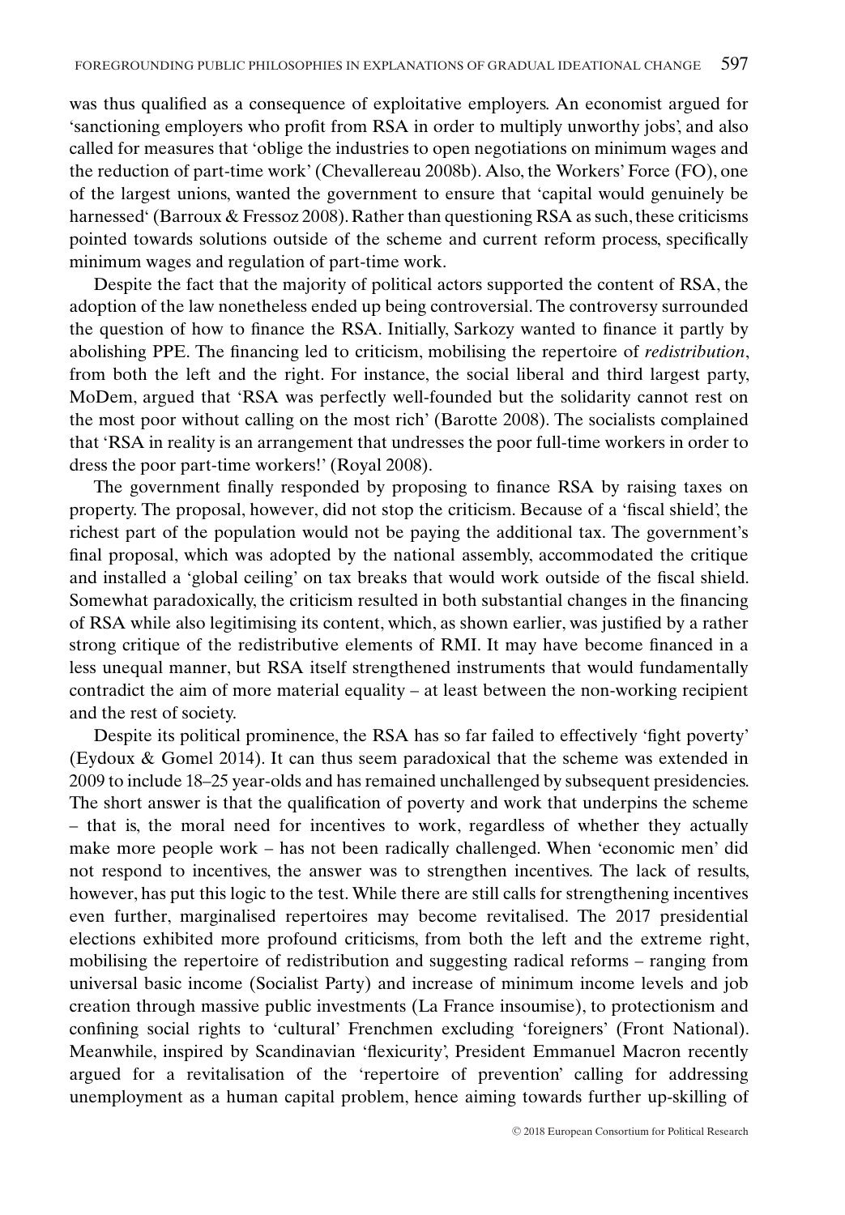was thus qualified as a consequence of exploitative employers. An economist argued for 'sanctioning employers who profit from RSA in order to multiply unworthy jobs', and also called for measures that 'oblige the industries to open negotiations on minimum wages and the reduction of part-time work' (Chevallereau 2008b). Also, the Workers' Force (FO), one of the largest unions, wanted the government to ensure that 'capital would genuinely be harnessed' (Barroux & Fressoz 2008). Rather than questioning RSA as such, these criticisms pointed towards solutions outside of the scheme and current reform process, specifically minimum wages and regulation of part-time work.

Despite the fact that the majority of political actors supported the content of RSA, the adoption of the law nonetheless ended up being controversial. The controversy surrounded the question of how to finance the RSA. Initially, Sarkozy wanted to finance it partly by abolishing PPE. The financing led to criticism, mobilising the repertoire of *redistribution*, from both the left and the right. For instance, the social liberal and third largest party, MoDem, argued that 'RSA was perfectly well-founded but the solidarity cannot rest on the most poor without calling on the most rich' (Barotte 2008). The socialists complained that 'RSA in reality is an arrangement that undresses the poor full-time workers in order to dress the poor part-time workers!' (Royal 2008).

The government finally responded by proposing to finance RSA by raising taxes on property. The proposal, however, did not stop the criticism. Because of a 'fiscal shield', the richest part of the population would not be paying the additional tax. The government's final proposal, which was adopted by the national assembly, accommodated the critique and installed a 'global ceiling' on tax breaks that would work outside of the fiscal shield. Somewhat paradoxically, the criticism resulted in both substantial changes in the financing of RSA while also legitimising its content, which, as shown earlier, was justified by a rather strong critique of the redistributive elements of RMI. It may have become financed in a less unequal manner, but RSA itself strengthened instruments that would fundamentally contradict the aim of more material equality – at least between the non-working recipient and the rest of society.

Despite its political prominence, the RSA has so far failed to effectively 'fight poverty' (Eydoux & Gomel 2014). It can thus seem paradoxical that the scheme was extended in 2009 to include 18–25 year-olds and has remained unchallenged by subsequent presidencies. The short answer is that the qualification of poverty and work that underpins the scheme – that is, the moral need for incentives to work, regardless of whether they actually make more people work – has not been radically challenged. When 'economic men' did not respond to incentives, the answer was to strengthen incentives. The lack of results, however, has put this logic to the test. While there are still calls for strengthening incentives even further, marginalised repertoires may become revitalised. The 2017 presidential elections exhibited more profound criticisms, from both the left and the extreme right, mobilising the repertoire of redistribution and suggesting radical reforms – ranging from universal basic income (Socialist Party) and increase of minimum income levels and job creation through massive public investments (La France insoumise), to protectionism and confining social rights to 'cultural' Frenchmen excluding 'foreigners' (Front National). Meanwhile, inspired by Scandinavian 'flexicurity', President Emmanuel Macron recently argued for a revitalisation of the 'repertoire of prevention' calling for addressing unemployment as a human capital problem, hence aiming towards further up-skilling of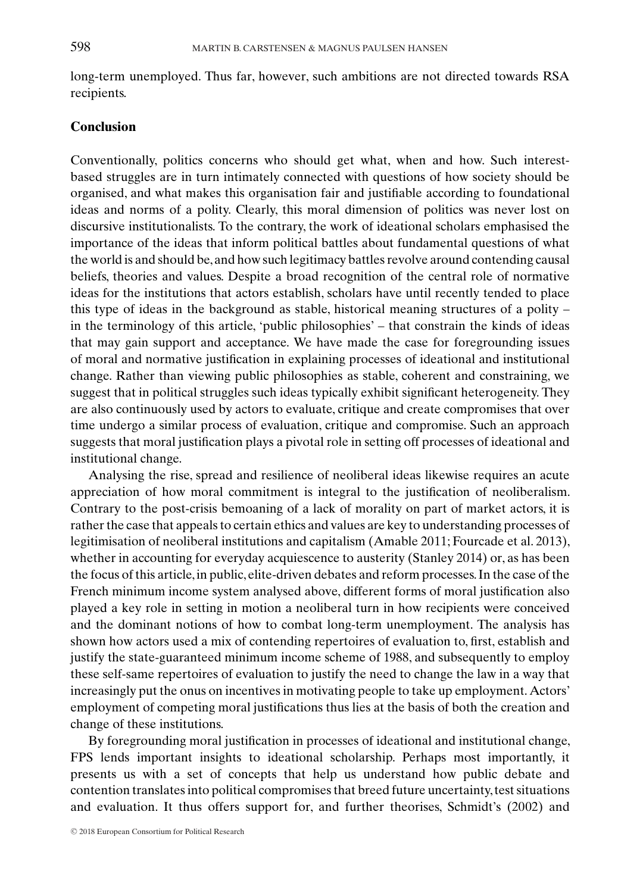long-term unemployed. Thus far, however, such ambitions are not directed towards RSA recipients.

## Conclusion

Conventionally, politics concerns who should get what, when and how. Such interest-based struggles are in turn intimately connected with questions of how society should be organised, and what makes this organisation fair and justifiable according to foundational ideas and norms of a polity. Clearly, this moral dimension of politics was never lost on discursive institutionalists. To the contrary, the work of ideational scholars emphasised the importance of the ideas that inform political battles about fundamental questions of what the world is and should be, and how such legitimacy battles revolve around contending causal beliefs, theories and values. Despite a broad recognition of the central role of normative ideas for the institutions that actors establish, scholars have until recently tended to place this type of ideas in the background as stable, historical meaning structures of a polity – in the terminology of this article, 'public philosophies' – that constrain the kinds of ideas that may gain support and acceptance. We have made the case for foregrounding issues of moral and normative justification in explaining processes of ideational and institutional change. Rather than viewing public philosophies as stable, coherent and constraining, we suggest that in political struggles such ideas typically exhibit significant heterogeneity. They are also continuously used by actors to evaluate, critique and create compromises that over time undergo a similar process of evaluation, critique and compromise. Such an approach suggests that moral justification plays a pivotal role in setting off processes of ideational and institutional change.

Analysing the rise, spread and resilience of neoliberal ideas likewise requires an acute appreciation of how moral commitment is integral to the justification of neoliberalism. Contrary to the post-crisis bemoaning of a lack of morality on part of market actors, it is rather the case that appeals to certain ethics and values are key to understanding processes of legitimisation of neoliberal institutions and capitalism (Amable 2011; Fourcade et al. 2013), whether in accounting for everyday acquiescence to austerity (Stanley 2014) or, as has been the focus of this article, in public, elite-driven debates and reform processes. In the case of the French minimum income system analysed above, different forms of moral justification also played a key role in setting in motion a neoliberal turn in how recipients were conceived and the dominant notions of how to combat long-term unemployment. The analysis has shown how actors used a mix of contending repertoires of evaluation to, first, establish and justify the state-guaranteed minimum income scheme of 1988, and subsequently to employ these self-same repertoires of evaluation to justify the need to change the law in a way that increasingly put the onus on incentives in motivating people to take up employment. Actors' employment of competing moral justifications thus lies at the basis of both the creation and change of these institutions.

By foregrounding moral justification in processes of ideational and institutional change, FPS lends important insights to ideational scholarship. Perhaps most importantly, it presents us with a set of concepts that help us understand how public debate and contention translates into political compromises that breed future uncertainty, test situations and evaluation. It thus offers support for, and further theorises, Schmidt's (2002) and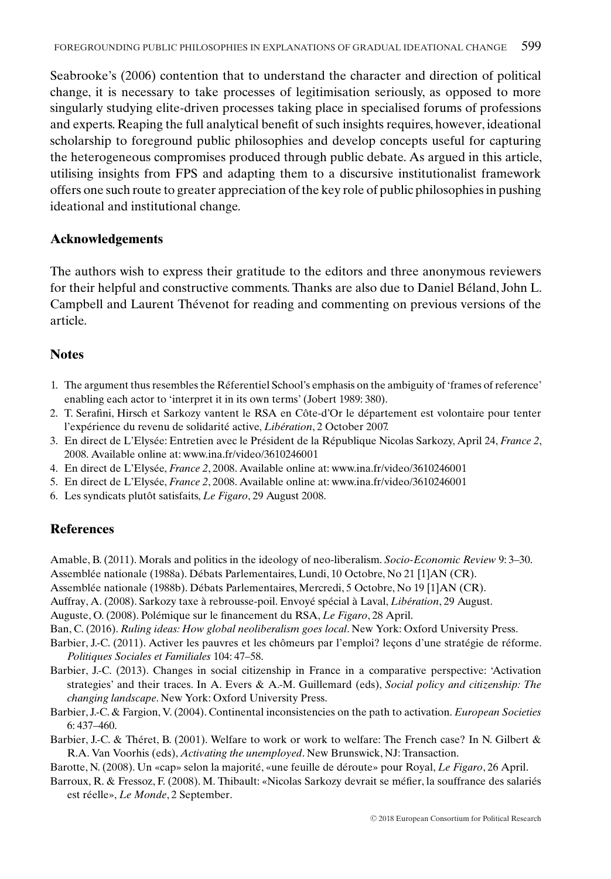Seabrooke's (2006) contention that to understand the character and direction of political change, it is necessary to take processes of legitimisation seriously, as opposed to more singularly studying elite-driven processes taking place in specialised forums of professions and experts. Reaping the full analytical benefit of such insights requires, however, ideational scholarship to foreground public philosophies and develop concepts useful for capturing the heterogeneous compromises produced through public debate. As argued in this article, utilising insights from FPS and adapting them to a discursive institutionalist framework offers one such route to greater appreciation of the key role of public philosophies in pushing ideational and institutional change.

## Acknowledgements

The authors wish to express their gratitude to the editors and three anonymous reviewers for their helpful and constructive comments. Thanks are also due to Daniel Béland, John L. Campbell and Laurent Thévenot for reading and commenting on previous versions of the article.

## Notes

1. The argument thus resembles the Réferentiel School's emphasis on the ambiguity of 'frames of reference' enabling each actor to 'interpret it in its own terms' (Jobert 1989: 380).
2. T. Serafini, Hirsch et Sarkozy vantent le RSA en Côte-d'Or le département est volontaire pour tenter l'expérience du revenu de solidarité active, *Libération*, 2 October 2007.
3. En direct de L'Elysée: Entretien avec le Président de la République Nicolas Sarkozy, April 24, *France 2*, 2008. Available online at: www.ina.fr/video/3610246001
4. En direct de L'Elysée, *France 2*, 2008. Available online at: www.ina.fr/video/3610246001
5. En direct de L'Elysée, *France 2*, 2008. Available online at: www.ina.fr/video/3610246001
6. Les syndicats plutôt satisfaits, *Le Figaro*, 29 August 2008.

## References

Amable, B. (2011). Morals and politics in the ideology of neo-liberalism. *Socio-Economic Review* 9: 3–30.

Assemblée nationale (1988a). Débats Parlementaires, Lundi, 10 Octobre, No 21 [1]AN (CR).

Assemblée nationale (1988b). Débats Parlementaires, Mercredi, 5 Octobre, No 19 [1]AN (CR).

Auffray, A. (2008). Sarkozy taxe à rebrousse-poil. Envoyé spécial à Laval, *Libération*, 29 August.

Auguste, O. (2008). Polémique sur le financement du RSA, *Le Figaro*, 28 April.

Ban, C. (2016). *Ruling ideas: How global neoliberalism goes local*. New York: Oxford University Press.

Barbier, J.-C. (2011). Activer les pauvres et les chômeurs par l'emploi? leçons d'une stratégie de réforme. *Politiques Sociales et Familiales* 104: 47–58.

Barbier, J.-C. (2013). Changes in social citizenship in France in a comparative perspective: 'Activation strategies' and their traces. In A. Evers & A.-M. Guillemard (eds), *Social policy and citizenship: The changing landscape*. New York: Oxford University Press.

Barbier, J.-C. & Fargion, V. (2004). Continental inconsistencies on the path to activation. *European Societies* 6: 437–460.

Barbier, J.-C. & Théret, B. (2001). Welfare to work or work to welfare: The French case? In N. Gilbert & R.A. Van Voorhis (eds), *Activating the unemployed*. New Brunswick, NJ: Transaction.

Barotte, N. (2008). Un «cap» selon la majorité, «une feuille de déroute» pour Royal, *Le Figaro*, 26 April.

Barroux, R. & Fressoz, F. (2008). M. Thibault: «Nicolas Sarkozy devrait se méfier, la souffrance des salariés est réelle», *Le Monde*, 2 September.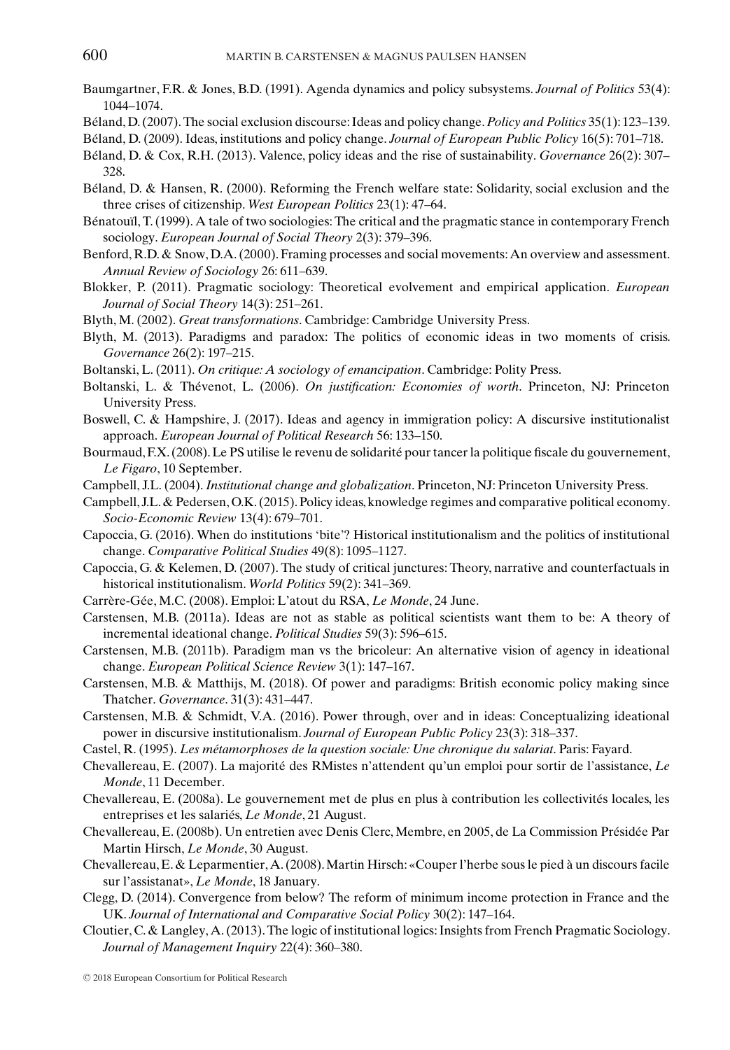Baumgartner, F.R. & Jones, B.D. (1991). Agenda dynamics and policy subsystems. *Journal of Politics* 53(4): 1044–1074.

Béland, D. (2007). The social exclusion discourse: Ideas and policy change. *Policy and Politics* 35(1): 123–139.

Béland, D. (2009). Ideas, institutions and policy change. *Journal of European Public Policy* 16(5): 701–718.

Béland, D. & Cox, R.H. (2013). Valence, policy ideas and the rise of sustainability. *Governance* 26(2): 307–328.

Béland, D. & Hansen, R. (2000). Reforming the French welfare state: Solidarity, social exclusion and the three crises of citizenship. *West European Politics* 23(1): 47–64.

Bénatouïl, T. (1999). A tale of two sociologies: The critical and the pragmatic stance in contemporary French sociology. *European Journal of Social Theory* 2(3): 379–396.

Benford, R.D. & Snow, D.A. (2000). Framing processes and social movements: An overview and assessment. *Annual Review of Sociology* 26: 611–639.

Blokker, P. (2011). Pragmatic sociology: Theoretical evolvement and empirical application. *European Journal of Social Theory* 14(3): 251–261.

Blyth, M. (2002). *Great transformations*. Cambridge: Cambridge University Press.

Blyth, M. (2013). Paradigms and paradox: The politics of economic ideas in two moments of crisis. *Governance* 26(2): 197–215.

Boltanski, L. (2011). *On critique: A sociology of emancipation*. Cambridge: Polity Press.

Boltanski, L. & Thévenot, L. (2006). *On justification: Economies of worth*. Princeton, NJ: Princeton University Press.

Boswell, C. & Hampshire, J. (2017). Ideas and agency in immigration policy: A discursive institutionalist approach. *European Journal of Political Research* 56: 133–150.

Bourmaud, F.X. (2008). Le PS utilise le revenu de solidarité pour tancer la politique fiscale du gouvernement, *Le Figaro*, 10 September.

Campbell, J.L. (2004). *Institutional change and globalization*. Princeton, NJ: Princeton University Press.

Campbell, J.L. & Pedersen, O.K. (2015). Policy ideas, knowledge regimes and comparative political economy. *Socio-Economic Review* 13(4): 679–701.

Capoccia, G. (2016). When do institutions 'bite'? Historical institutionalism and the politics of institutional change. *Comparative Political Studies* 49(8): 1095–1127.

Capoccia, G. & Kelemen, D. (2007). The study of critical junctures: Theory, narrative and counterfactuals in historical institutionalism. *World Politics* 59(2): 341–369.

Carrère-Gée, M.C. (2008). Emploi: L'atout du RSA, *Le Monde*, 24 June.

Carstensen, M.B. (2011a). Ideas are not as stable as political scientists want them to be: A theory of incremental ideational change. *Political Studies* 59(3): 596–615.

Carstensen, M.B. (2011b). Paradigm man vs the bricoleur: An alternative vision of agency in ideational change. *European Political Science Review* 3(1): 147–167.

Carstensen, M.B. & Matthijs, M. (2018). Of power and paradigms: British economic policy making since Thatcher. *Governance*. 31(3): 431–447.

Carstensen, M.B. & Schmidt, V.A. (2016). Power through, over and in ideas: Conceptualizing ideational power in discursive institutionalism. *Journal of European Public Policy* 23(3): 318–337.

Castel, R. (1995). *Les métamorphoses de la question sociale: Une chronique du salariat*. Paris: Fayard.

Chevallereau, E. (2007). La majorité des RMistes n'attendent qu'un emploi pour sortir de l'assistance, *Le Monde*, 11 December.

Chevallereau, E. (2008a). Le gouvernement met de plus en plus à contribution les collectivités locales, les entreprises et les salariés, *Le Monde*, 21 August.

Chevallereau, E. (2008b). Un entretien avec Denis Clerc, Membre, en 2005, de La Commission Présidée Par Martin Hirsch, *Le Monde*, 30 August.

Chevallereau, E. & Leparmentier, A. (2008). Martin Hirsch: «Couper l'herbe sous le pied à un discours facile sur l'assistanat», *Le Monde*, 18 January.

Clegg, D. (2014). Convergence from below? The reform of minimum income protection in France and the UK. *Journal of International and Comparative Social Policy* 30(2): 147–164.

Cloutier, C. & Langley, A. (2013). The logic of institutional logics: Insights from French Pragmatic Sociology. *Journal of Management Inquiry* 22(4): 360–380.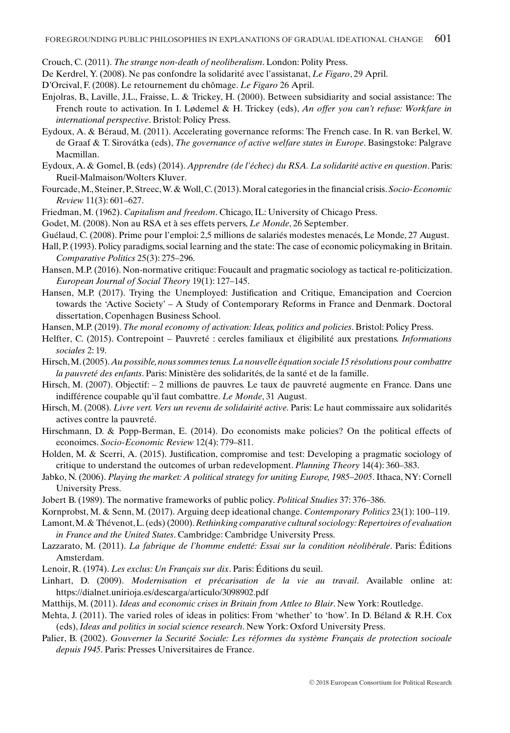Crouch, C. (2011). *The strange non-death of neoliberalism*. London: Polity Press.

De Kerdrel, Y. (2008). Ne pas confondre la solidarité avec l'assistanat, *Le Figaro*, 29 April.

D'Orcival, F. (2008). Le retournement du chômage. *Le Figaro* 26 April.

Enjolras, B., Laville, J.L., Fraisse, L. & Trickey, H. (2000). Between subsidiarity and social assistance: The French route to activation. In I. Lødemel & H. Trickey (eds), *An offer you can't refuse: Workfare in international perspective*. Bristol: Policy Press.

Eydoux, A. & Béraud, M. (2011). Accelerating governance reforms: The French case. In R. van Berkel, W. de Graaf & T. Sirovátka (eds), *The governance of active welfare states in Europe*. Basingstoke: Palgrave Macmillan.

Eydoux, A. & Gomel, B. (eds) (2014). *Apprendre (de l'échec) du RSA. La solidarité active en question*. Paris: Rueil-Malmaison/Wolters Kluver.

Fourcade, M., Steiner, P., Streec, W. & Woll, C. (2013). Moral categories in the financial crisis. *Socio-Economic Review* 11(3): 601–627.

Friedman, M. (1962). *Capitalism and freedom*. Chicago, IL: University of Chicago Press.

Godet, M. (2008). Non au RSA et à ses effets pervers, *Le Monde*, 26 September.

Guélaud, C. (2008). Prime pour l'emploi: 2,5 millions de salariés modestes menacés, Le Monde, 27 August.

Hall, P. (1993). Policy paradigms, social learning and the state: The case of economic policymaking in Britain. *Comparative Politics* 25(3): 275–296.

Hansen, M.P. (2016). Non-normative critique: Foucault and pragmatic sociology as tactical re-politicization. *European Journal of Social Theory* 19(1): 127–145.

Hansen, M.P. (2017). Trying the Unemployed: Justification and Critique, Emancipation and Coercion towards the 'Active Society' – A Study of Contemporary Reforms in France and Denmark. Doctoral dissertation, Copenhagen Business School.

Hansen, M.P. (2019). *The moral economy of activation: Ideas, politics and policies*. Bristol: Policy Press.

Helfter, C. (2015). Contrepoint – Pauvreté : cercles familiaux et éligibilité aux prestations. *Informations sociales* 2: 19.

Hirsch, M. (2005). *Au possible, nous sommes tenus. La nouvelle équation sociale 15 résolutions pour combattre la pauvreté des enfants*. Paris: Ministère des solidarités, de la santé et de la famille.

Hirsch, M. (2007). Objectif: – 2 millions de pauvres. Le taux de pauvreté augmente en France. Dans une indifférence coupable qu'il faut combattre. *Le Monde*, 31 August.

Hirsch, M. (2008). *Livre vert. Vers un revenu de solidairité active*. Paris: Le haut commissaire aux solidarités actives contre la pauvreté.

Hirschmann, D. & Popp-Berman, E. (2014). Do economists make policies? On the political effects of economics. *Socio-Economic Review* 12(4): 779–811.

Holden, M. & Scerri, A. (2015). Justification, compromise and test: Developing a pragmatic sociology of critique to understand the outcomes of urban redevelopment. *Planning Theory* 14(4): 360–383.

Jabko, N. (2006). *Playing the market: A political strategy for uniting Europe, 1985–2005*. Ithaca, NY: Cornell University Press.

Jobert B. (1989). The normative frameworks of public policy. *Political Studies* 37: 376–386.

Kornprobst, M. & Senn, M. (2017). Arguing deep ideational change. *Contemporary Politics* 23(1): 100–119.

Lamont, M. & Thévenot, L. (eds) (2000). *Rethinking comparative cultural sociology: Repertoires of evaluation in France and the United States*. Cambridge: Cambridge University Press.

Lazzarato, M. (2011). *La fabrique de l'homme endetté: Essai sur la condition néolibérale*. Paris: Éditions Amsterdam.

Lenoir, R. (1974). *Les exclus: Un Français sur dix*. Paris: Éditions du seuil.

Linhart, D. (2009). *Modernisation et précarisation de la vie au travail*. Available online at: https://dialnet.unirioja.es/descarga/articulo/3098902.pdf

Matthijs, M. (2011). *Ideas and economic crises in Britain from Attlee to Blair*. New York: Routledge.

Mehta, J. (2011). The varied roles of ideas in politics: From 'whether' to 'how'. In D. Béland & R.H. Cox (eds), *Ideas and politics in social science research*. New York: Oxford University Press.

Palier, B. (2002). *Gouverner la Securité Sociale: Les réformes du système Français de protection socioale depuis 1945*. Paris: Presses Universitaires de France.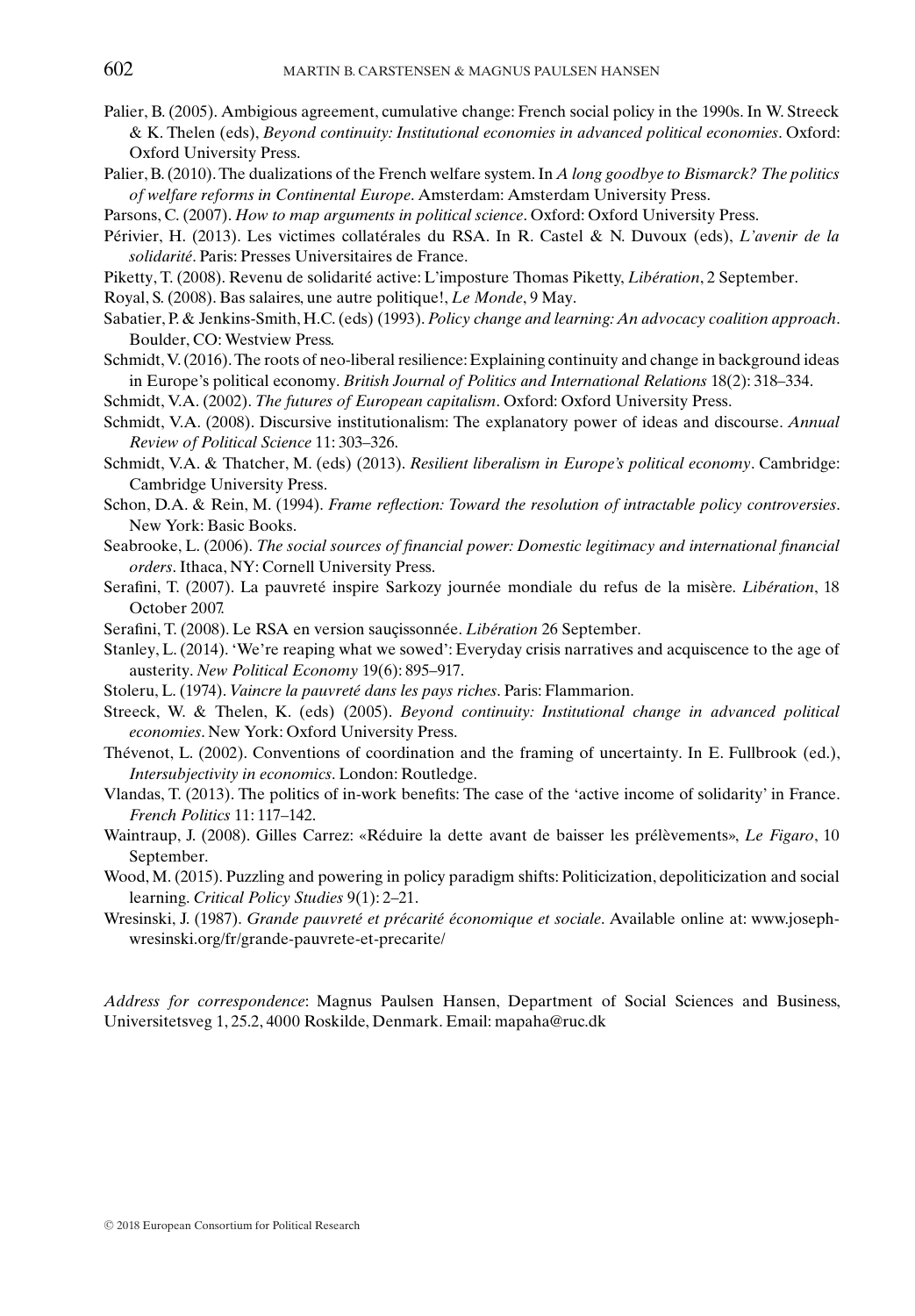Palier, B. (2005). Ambigious agreement, cumulative change: French social policy in the 1990s. In W. Streeck & K. Thelen (eds), *Beyond continuity: Institutional economies in advanced political economies*. Oxford: Oxford University Press.

Palier, B. (2010). The dualizations of the French welfare system. In *A long goodbye to Bismarck? The politics of welfare reforms in Continental Europe*. Amsterdam: Amsterdam University Press.

Parsons, C. (2007). *How to map arguments in political science*. Oxford: Oxford University Press.

Périvier, H. (2013). Les victimes collatérales du RSA. In R. Castel & N. Duvoux (eds), *L'avenir de la solidarité*. Paris: Presses Universitaires de France.

Piketty, T. (2008). Revenu de solidarité active: L'imposture Thomas Piketty, *Libération*, 2 September.

Royal, S. (2008). Bas salaires, une autre politique!, *Le Monde*, 9 May.

Sabatier, P. & Jenkins-Smith, H.C. (eds) (1993). *Policy change and learning: An advocacy coalition approach*. Boulder, CO: Westview Press.

Schmidt, V. (2016). The roots of neo-liberal resilience: Explaining continuity and change in background ideas in Europe's political economy. *British Journal of Politics and International Relations* 18(2): 318–334.

Schmidt, V.A. (2002). *The futures of European capitalism*. Oxford: Oxford University Press.

Schmidt, V.A. (2008). Discursive institutionalism: The explanatory power of ideas and discourse. *Annual Review of Political Science* 11: 303–326.

Schmidt, V.A. & Thatcher, M. (eds) (2013). *Resilient liberalism in Europe's political economy*. Cambridge: Cambridge University Press.

Schon, D.A. & Rein, M. (1994). *Frame reflection: Toward the resolution of intractable policy controversies*. New York: Basic Books.

Seabrooke, L. (2006). *The social sources of financial power: Domestic legitimacy and international financial orders*. Ithaca, NY: Cornell University Press.

Serafini, T. (2007). La pauvreté inspire Sarkozy journée mondiale du refus de la misère. *Libération*, 18 October 2007.

Serafini, T. (2008). Le RSA en version sauçissonnée. *Libération* 26 September.

Stanley, L. (2014). 'We're reaping what we sowed': Everyday crisis narratives and acquiscence to the age of austerity. *New Political Economy* 19(6): 895–917.

Stoleru, L. (1974). *Vaincre la pauvreté dans les pays riches*. Paris: Flammarion.

Streeck, W. & Thelen, K. (eds) (2005). *Beyond continuity: Institutional change in advanced political economies*. New York: Oxford University Press.

Thévenot, L. (2002). Conventions of coordination and the framing of uncertainty. In E. Fullbrook (ed.), *Intersubjectivity in economics*. London: Routledge.

Vlandas, T. (2013). The politics of in-work benefits: The case of the 'active income of solidarity' in France. *French Politics* 11: 117–142.

Waintraup, J. (2008). Gilles Carrez: «Réduire la dette avant de baisser les prélèvements», *Le Figaro*, 10 September.

Wood, M. (2015). Puzzling and powering in policy paradigm shifts: Politicization, depoliticization and social learning. *Critical Policy Studies* 9(1): 2–21.

Wresinski, J. (1987). *Grande pauvreté et précarité économique et sociale*. Available online at: www.joseph-wresinski.org/fr/grande-pauvrete-et-precarite/

*Address for correspondence*: Magnus Paulsen Hansen, Department of Social Sciences and Business, Universitetsveg 1, 25.2, 4000 Roskilde, Denmark. Email: mapaha@ruc.dk

© 2018 European Consortium for Political Research